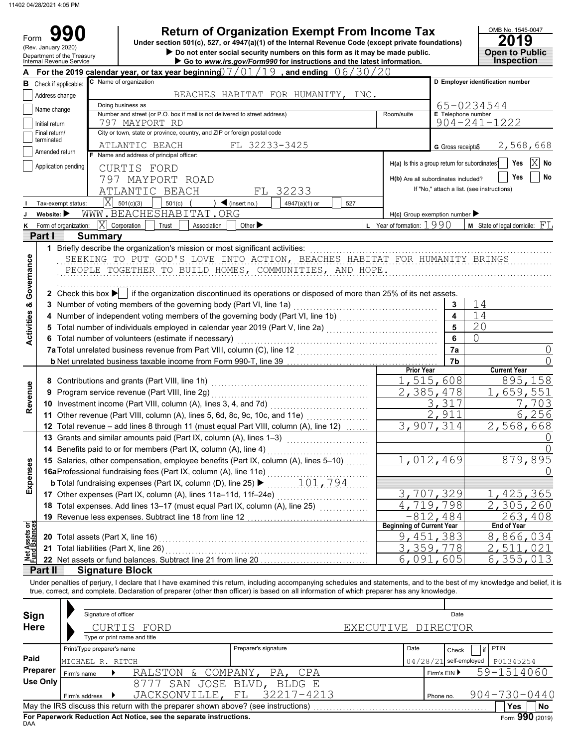11402 04/28/2021 4:05 PM

# Form 990 — Return of Organization Exempt From Income Tax

Under section 501(c), 527, or 4947(a)(1) of the Internal Revenue Code (except private foundations)

▶ Do not enter social security numbers on this form as it may be made public.

▶ Go to www.irs.gov/Form990 for instructions and the latest information.

(Rev. January 2020) Department of the Treasury Internal Revenue Service

OMB No. 1545-0047 — **2019** — Open to Public Inspection

**A** For the 2019 calendar year, or tax year beginning 07/01/19, and ending 06/30/20

**B** Check if applicable: Address change, Name change, Initial return, Final return/terminated, Amended return, Application pending

**C** Name of organization: BEACHES HABITAT FOR HUMANITY, INC.

Doing business as:

Number and street (or P.O. box if mail is not delivered to street address): 797 MAYPORT RD — Room/suite:

City or town, state or province, country, and ZIP or foreign postal code: ATLANTIC BEACH FL 32233-3425

**D** Employer identification number: 65-0234544

**E** Telephone number: 904-241-1222

**G** Gross receipts $ 2,568,668

**F** Name and address of principal officer: CURTIS FORD, 797 MAYPORT ROAD, ATLANTIC BEACH FL 32233

**H(a)** Is this a group return for subordinates? Yes [ ] No [X]

**H(b)** Are all subordinates included? Yes [ ] No [ ] If "No," attach a list. (see instructions)

**I** Tax-exempt status: [X] 501(c)(3) [ ] 501(c) ( ) ◀ (insert no.) [ ] 4947(a)(1) or [ ] 527

**J** Website: ▶ WWW.BEACHESHABITAT.ORG

**H(c)** Group exemption number ▶

**K** Form of organization: [X] Corporation [ ] Trust [ ] Association [ ] Other ▶

**L** Year of formation: 1990

**M** State of legal domicile: FL

## Part I Summary

**Activities & Governance**

1 Briefly describe the organization's mission or most significant activities:
SEEKING TO PUT GOD'S LOVE INTO ACTION, BEACHES HABITAT FOR HUMANITY BRINGS PEOPLE TOGETHER TO BUILD HOMES, COMMUNITIES, AND HOPE.

2 Check this box ▶ [ ] if the organization discontinued its operations or disposed of more than 25% of its net assets.

| | | Line | Value |
|---|---|---|---|
| 3 | Number of voting members of the governing body (Part VI, line 1a) | 3 | 14 |
| 4 | Number of independent voting members of the governing body (Part VI, line 1b) | 4 | 14 |
| 5 | Total number of individuals employed in calendar year 2019 (Part V, line 2a) | 5 | 20 |
| 6 | Total number of volunteers (estimate if necessary) | 6 | 0 |
| 7a | Total unrelated business revenue from Part VIII, column (C), line 12 | 7a | 0 |
| b | Net unrelated business taxable income from Form 990-T, line 39 | 7b | 0 |

| | | Prior Year | Current Year |
|---|---|---|---|
| **Revenue** | | | |
| 8 | Contributions and grants (Part VIII, line 1h) | 1,515,608 | 895,158 |
| 9 | Program service revenue (Part VIII, line 2g) | 2,385,478 | 1,659,551 |
| 10 | Investment income (Part VIII, column (A), lines 3, 4, and 7d) | 3,317 | 7,703 |
| 11 | Other revenue (Part VIII, column (A), lines 5, 6d, 8c, 9c, 10c, and 11e) | 2,911 | 6,256 |
| 12 | Total revenue – add lines 8 through 11 (must equal Part VIII, column (A), line 12) | 3,907,314 | 2,568,668 |
| **Expenses** | | | |
| 13 | Grants and similar amounts paid (Part IX, column (A), lines 1–3) | | 0 |
| 14 | Benefits paid to or for members (Part IX, column (A), line 4) | | 0 |
| 15 | Salaries, other compensation, employee benefits (Part IX, column (A), lines 5–10) | 1,012,469 | 879,895 |
| 16a | Professional fundraising fees (Part IX, column (A), line 11e) | | 0 |
| b | Total fundraising expenses (Part IX, column (D), line 25) ▶ 101,794 | | |
| 17 | Other expenses (Part IX, column (A), lines 11a–11d, 11f–24e) | 3,707,329 | 1,425,365 |
| 18 | Total expenses. Add lines 13–17 (must equal Part IX, column (A), line 25) | 4,719,798 | 2,305,260 |
| 19 | Revenue less expenses. Subtract line 18 from line 12 | -812,484 | 263,408 |
| **Net Assets or Fund Balances** | | **Beginning of Current Year** | **End of Year** |
| 20 | Total assets (Part X, line 16) | 9,451,383 | 8,866,034 |
| 21 | Total liabilities (Part X, line 26) | 3,359,778 | 2,511,021 |
| 22 | Net assets or fund balances. Subtract line 21 from line 20 | 6,091,605 | 6,355,013 |

## Part II Signature Block

Under penalties of perjury, I declare that I have examined this return, including accompanying schedules and statements, and to the best of my knowledge and belief, it is true, correct, and complete. Declaration of preparer (other than officer) is based on all information of which preparer has any knowledge.

**Sign Here**

Signature of officer — Date

CURTIS FORD — EXECUTIVE DIRECTOR

Type or print name and title

**Paid Preparer Use Only**

| Print/Type preparer's name | Preparer's signature | Date | Check if self-employed | PTIN |
|---|---|---|---|---|
| MICHAEL R. RITCH | | 04/28/21 | | P01345254 |

Firm's name ▶ RALSTON & COMPANY, PA, CPA — Firm's EIN ▶ 59-1514060

Firm's address ▶ 8777 SAN JOSE BLVD, BLDG E, JACKSONVILLE, FL 32217-4213 — Phone no. 904-730-0440

May the IRS discuss this return with the preparer shown above? (see instructions) Yes [ ] No [ ]

**For Paperwork Reduction Act Notice, see the separate instructions.**

DAA — Form **990** (2019)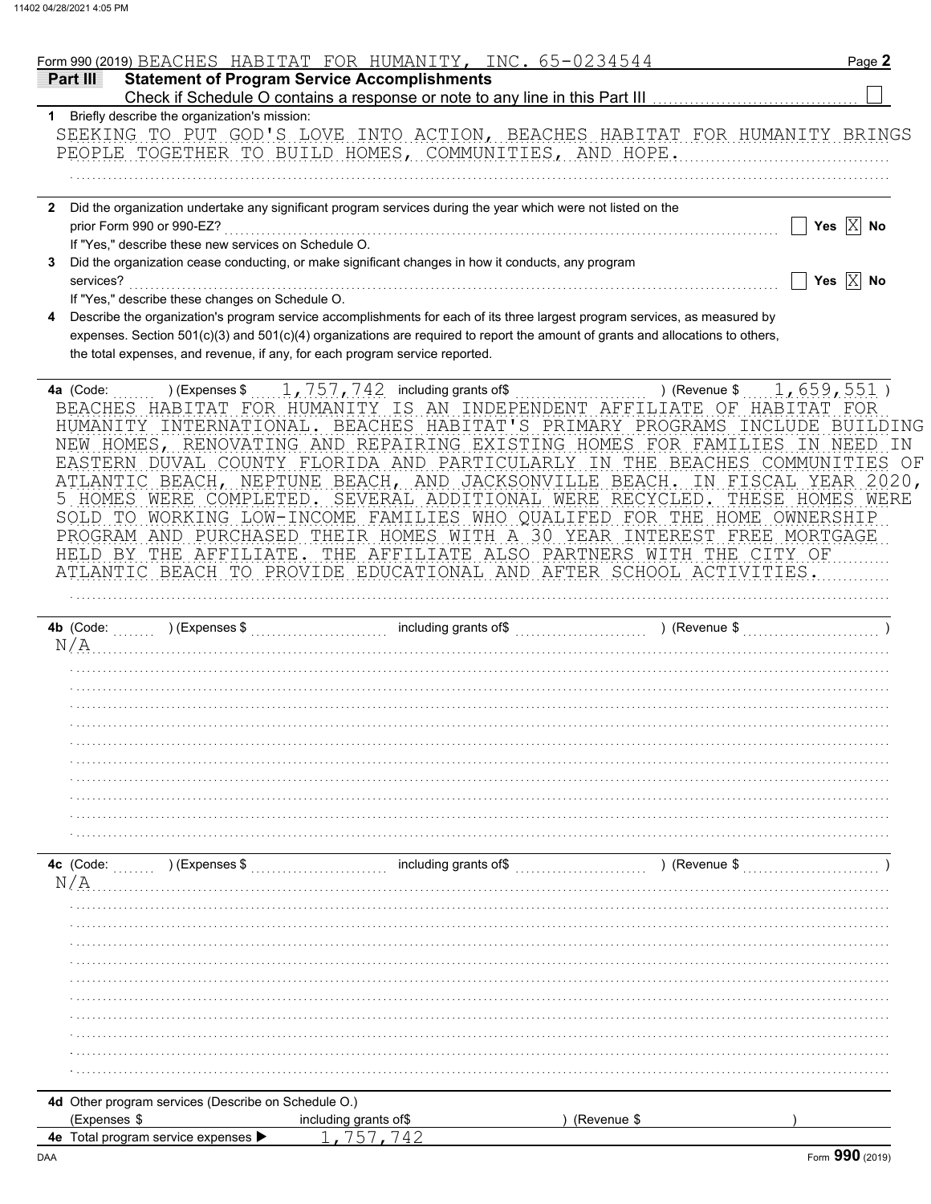Form 990 (2019) BEACHES HABITAT FOR HUMANITY, INC. 65-0234544

## Part III Statement of Program Service Accomplishments

Check if Schedule O contains a response or note to any line in this Part III ☐

**1** Briefly describe the organization's mission:

SEEKING TO PUT GOD'S LOVE INTO ACTION, BEACHES HABITAT FOR HUMANITY BRINGS PEOPLE TOGETHER TO BUILD HOMES, COMMUNITIES, AND HOPE.

**2** Did the organization undertake any significant program services during the year which were not listed on the prior Form 990 or 990-EZ? ☐ Yes ☒ No

If "Yes," describe these new services on Schedule O.

**3** Did the organization cease conducting, or make significant changes in how it conducts, any program services? ☐ Yes ☒ No

If "Yes," describe these changes on Schedule O.

**4** Describe the organization's program service accomplishments for each of its three largest program services, as measured by expenses. Section 501(c)(3) and 501(c)(4) organizations are required to report the amount of grants and allocations to others, the total expenses, and revenue, if any, for each program service reported.

**4a** (Code: ) (Expenses $ 1,757,742 including grants of$ ) (Revenue $ 1,659,551 )

BEACHES HABITAT FOR HUMANITY IS AN INDEPENDENT AFFILIATE OF HABITAT FOR HUMANITY INTERNATIONAL. BEACHES HABITAT'S PRIMARY PROGRAMS INCLUDE BUILDING NEW HOMES, RENOVATING AND REPAIRING EXISTING HOMES FOR FAMILIES IN NEED IN EASTERN DUVAL COUNTY FLORIDA AND PARTICULARLY IN THE BEACHES COMMUNITIES OF ATLANTIC BEACH, NEPTUNE BEACH, AND JACKSONVILLE BEACH. IN FISCAL YEAR 2020, 5 HOMES WERE COMPLETED. SEVERAL ADDITIONAL WERE RECYCLED. THESE HOMES WERE SOLD TO WORKING LOW-INCOME FAMILIES WHO QUALIFED FOR THE HOME OWNERSHIP PROGRAM AND PURCHASED THEIR HOMES WITH A 30 YEAR INTEREST FREE MORTGAGE HELD BY THE AFFILIATE. THE AFFILIATE ALSO PARTNERS WITH THE CITY OF ATLANTIC BEACH TO PROVIDE EDUCATIONAL AND AFTER SCHOOL ACTIVITIES.

**4b** (Code: ) (Expenses $ including grants of$ ) (Revenue $ )

N/A

**4c** (Code: ) (Expenses $ including grants of$ ) (Revenue $ )

N/A

**4d** Other program services (Describe on Schedule O.)

(Expenses $ including grants of$ ) (Revenue $ )

**4e** Total program service expenses ▶ 1,757,742

Form **990** (2019)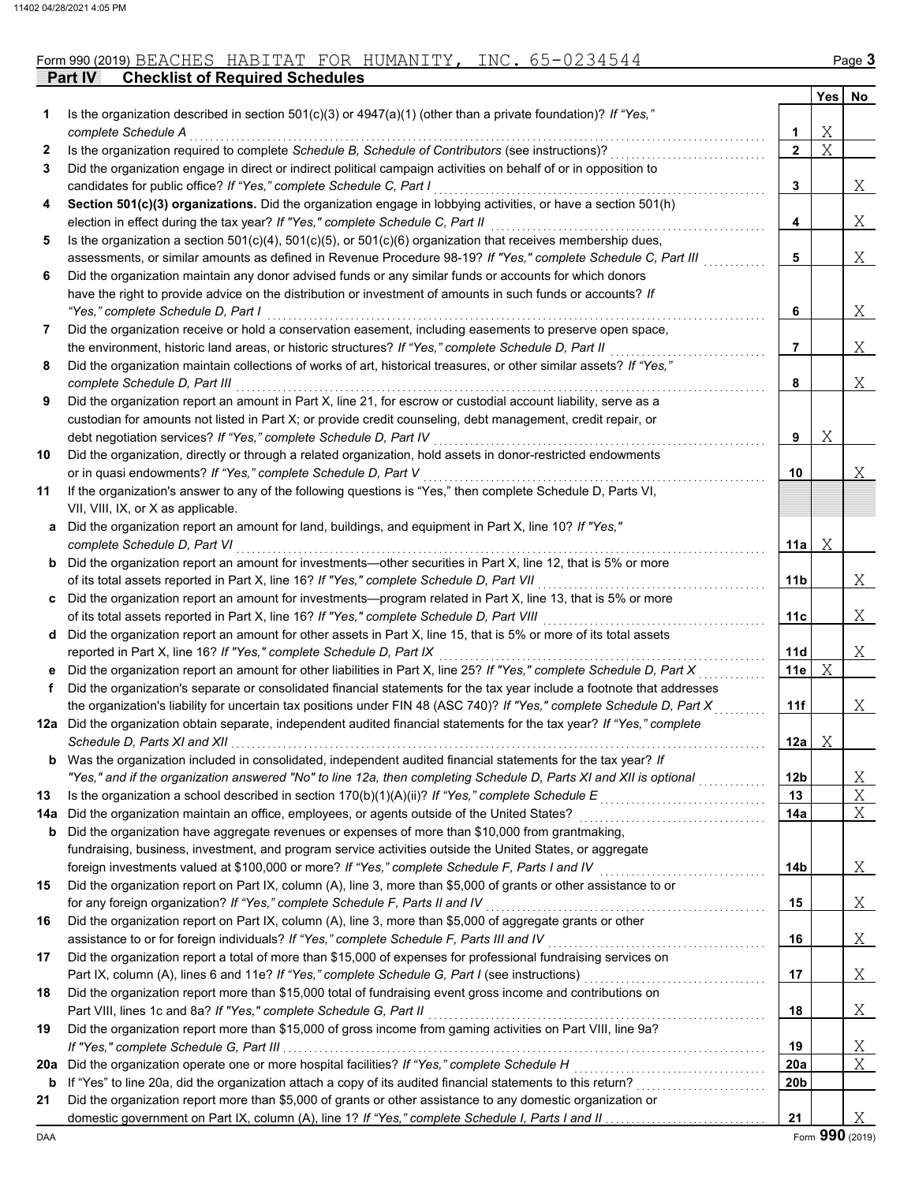Form 990 (2019) BEACHES HABITAT FOR HUMANITY, INC. 65-0234544

## Part IV Checklist of Required Schedules

| | | Line | Yes | No |
|---|---|---|---|---|
| 1 | Is the organization described in section 501(c)(3) or 4947(a)(1) (other than a private foundation)? *If "Yes," complete Schedule A* | 1 | X | |
| 2 | Is the organization required to complete *Schedule B, Schedule of Contributors* (see instructions)? | 2 | X | |
| 3 | Did the organization engage in direct or indirect political campaign activities on behalf of or in opposition to candidates for public office? *If "Yes," complete Schedule C, Part I* | 3 | | X |
| 4 | **Section 501(c)(3) organizations.** Did the organization engage in lobbying activities, or have a section 501(h) election in effect during the tax year? *If "Yes," complete Schedule C, Part II* | 4 | | X |
| 5 | Is the organization a section 501(c)(4), 501(c)(5), or 501(c)(6) organization that receives membership dues, assessments, or similar amounts as defined in Revenue Procedure 98-19? *If "Yes," complete Schedule C, Part III* | 5 | | X |
| 6 | Did the organization maintain any donor advised funds or any similar funds or accounts for which donors have the right to provide advice on the distribution or investment of amounts in such funds or accounts? *If "Yes," complete Schedule D, Part I* | 6 | | X |
| 7 | Did the organization receive or hold a conservation easement, including easements to preserve open space, the environment, historic land areas, or historic structures? *If "Yes," complete Schedule D, Part II* | 7 | | X |
| 8 | Did the organization maintain collections of works of art, historical treasures, or other similar assets? *If "Yes," complete Schedule D, Part III* | 8 | | X |
| 9 | Did the organization report an amount in Part X, line 21, for escrow or custodial account liability, serve as a custodian for amounts not listed in Part X; or provide credit counseling, debt management, credit repair, or debt negotiation services? *If "Yes," complete Schedule D, Part IV* | 9 | X | |
| 10 | Did the organization, directly or through a related organization, hold assets in donor-restricted endowments or in quasi endowments? *If "Yes," complete Schedule D, Part V* | 10 | | X |
| 11 | If the organization's answer to any of the following questions is "Yes," then complete Schedule D, Parts VI, VII, VIII, IX, or X as applicable. | | | |
| a | Did the organization report an amount for land, buildings, and equipment in Part X, line 10? *If "Yes," complete Schedule D, Part VI* | 11a | X | |
| b | Did the organization report an amount for investments—other securities in Part X, line 12, that is 5% or more of its total assets reported in Part X, line 16? *If "Yes," complete Schedule D, Part VII* | 11b | | X |
| c | Did the organization report an amount for investments—program related in Part X, line 13, that is 5% or more of its total assets reported in Part X, line 16? *If "Yes," complete Schedule D, Part VIII* | 11c | | X |
| d | Did the organization report an amount for other assets in Part X, line 15, that is 5% or more of its total assets reported in Part X, line 16? *If "Yes," complete Schedule D, Part IX* | 11d | | X |
| e | Did the organization report an amount for other liabilities in Part X, line 25? *If "Yes," complete Schedule D, Part X* | 11e | X | |
| f | Did the organization's separate or consolidated financial statements for the tax year include a footnote that addresses the organization's liability for uncertain tax positions under FIN 48 (ASC 740)? *If "Yes," complete Schedule D, Part X* | 11f | | X |
| 12a | Did the organization obtain separate, independent audited financial statements for the tax year? *If "Yes," complete Schedule D, Parts XI and XII* | 12a | X | |
| b | Was the organization included in consolidated, independent audited financial statements for the tax year? *If "Yes," and if the organization answered "No" to line 12a, then completing Schedule D, Parts XI and XII is optional* | 12b | | X |
| 13 | Is the organization a school described in section 170(b)(1)(A)(ii)? *If "Yes," complete Schedule E* | 13 | | X |
| 14a | Did the organization maintain an office, employees, or agents outside of the United States? | 14a | | X |
| b | Did the organization have aggregate revenues or expenses of more than $10,000 from grantmaking, fundraising, business, investment, and program service activities outside the United States, or aggregate foreign investments valued at $100,000 or more? *If "Yes," complete Schedule F, Parts I and IV* | 14b | | X |
| 15 | Did the organization report on Part IX, column (A), line 3, more than $5,000 of grants or other assistance to or for any foreign organization? *If "Yes," complete Schedule F, Parts II and IV* | 15 | | X |
| 16 | Did the organization report on Part IX, column (A), line 3, more than $5,000 of aggregate grants or other assistance to or for foreign individuals? *If "Yes," complete Schedule F, Parts III and IV* | 16 | | X |
| 17 | Did the organization report a total of more than $15,000 of expenses for professional fundraising services on Part IX, column (A), lines 6 and 11e? *If "Yes," complete Schedule G, Part I* (see instructions) | 17 | | X |
| 18 | Did the organization report more than $15,000 total of fundraising event gross income and contributions on Part VIII, lines 1c and 8a? *If "Yes," complete Schedule G, Part II* | 18 | | X |
| 19 | Did the organization report more than $15,000 of gross income from gaming activities on Part VIII, line 9a? *If "Yes," complete Schedule G, Part III* | 19 | | X |
| 20a | Did the organization operate one or more hospital facilities? *If "Yes," complete Schedule H* | 20a | | X |
| b | If "Yes" to line 20a, did the organization attach a copy of its audited financial statements to this return? | 20b | | |
| 21 | Did the organization report more than $5,000 of grants or other assistance to any domestic organization or domestic government on Part IX, column (A), line 1? *If "Yes," complete Schedule I, Parts I and II* | 21 | | X |

Form **990** (2019)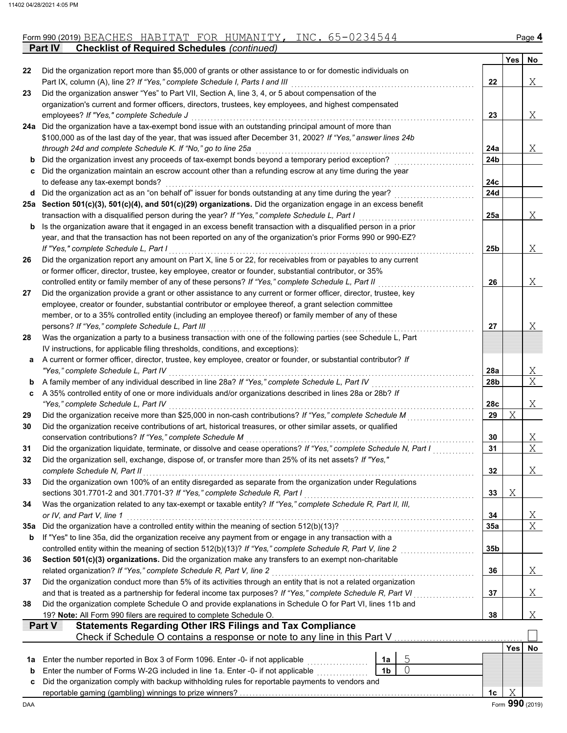Form 990 (2019) BEACHES HABITAT FOR HUMANITY, INC. 65-0234544

## Part IV Checklist of Required Schedules *(continued)*

| | | | Yes | No |
|---|---|---|---|---|
| 22 | Did the organization report more than $5,000 of grants or other assistance to or for domestic individuals on Part IX, column (A), line 2? *If "Yes," complete Schedule I, Parts I and III* | 22 | | X |
| 23 | Did the organization answer "Yes" to Part VII, Section A, line 3, 4, or 5 about compensation of the organization's current and former officers, directors, trustees, key employees, and highest compensated employees? *If "Yes," complete Schedule J* | 23 | | X |
| 24a | Did the organization have a tax-exempt bond issue with an outstanding principal amount of more than $100,000 as of the last day of the year, that was issued after December 31, 2002? *If "Yes," answer lines 24b through 24d and complete Schedule K. If "No," go to line 25a* | 24a | | X |
| b | Did the organization invest any proceeds of tax-exempt bonds beyond a temporary period exception? | 24b | | |
| c | Did the organization maintain an escrow account other than a refunding escrow at any time during the year to defease any tax-exempt bonds? | 24c | | |
| d | Did the organization act as an "on behalf of" issuer for bonds outstanding at any time during the year? | 24d | | |
| 25a | **Section 501(c)(3), 501(c)(4), and 501(c)(29) organizations.** Did the organization engage in an excess benefit transaction with a disqualified person during the year? *If "Yes," complete Schedule L, Part I* | 25a | | X |
| b | Is the organization aware that it engaged in an excess benefit transaction with a disqualified person in a prior year, and that the transaction has not been reported on any of the organization's prior Forms 990 or 990-EZ? *If "Yes," complete Schedule L, Part I* | 25b | | X |
| 26 | Did the organization report any amount on Part X, line 5 or 22, for receivables from or payables to any current or former officer, director, trustee, key employee, creator or founder, substantial contributor, or 35% controlled entity or family member of any of these persons? *If "Yes," complete Schedule L, Part II* | 26 | | X |
| 27 | Did the organization provide a grant or other assistance to any current or former officer, director, trustee, key employee, creator or founder, substantial contributor or employee thereof, a grant selection committee member, or to a 35% controlled entity (including an employee thereof) or family member of any of these persons? *If "Yes," complete Schedule L, Part III* | 27 | | X |
| 28 | Was the organization a party to a business transaction with one of the following parties (see Schedule L, Part IV instructions, for applicable filing thresholds, conditions, and exceptions): | | | |
| a | A current or former officer, director, trustee, key employee, creator or founder, or substantial contributor? *If "Yes," complete Schedule L, Part IV* | 28a | | X |
| b | A family member of any individual described in line 28a? *If "Yes," complete Schedule L, Part IV* | 28b | | X |
| c | A 35% controlled entity of one or more individuals and/or organizations described in lines 28a or 28b? *If "Yes," complete Schedule L, Part IV* | 28c | | X |
| 29 | Did the organization receive more than $25,000 in non-cash contributions? *If "Yes," complete Schedule M* | 29 | X | |
| 30 | Did the organization receive contributions of art, historical treasures, or other similar assets, or qualified conservation contributions? *If "Yes," complete Schedule M* | 30 | | X |
| 31 | Did the organization liquidate, terminate, or dissolve and cease operations? *If "Yes," complete Schedule N, Part I* | 31 | | X |
| 32 | Did the organization sell, exchange, dispose of, or transfer more than 25% of its net assets? *If "Yes," complete Schedule N, Part II* | 32 | | X |
| 33 | Did the organization own 100% of an entity disregarded as separate from the organization under Regulations sections 301.7701-2 and 301.7701-3? *If "Yes," complete Schedule R, Part I* | 33 | X | |
| 34 | Was the organization related to any tax-exempt or taxable entity? *If "Yes," complete Schedule R, Part II, III, or IV, and Part V, line 1* | 34 | | X |
| 35a | Did the organization have a controlled entity within the meaning of section 512(b)(13)? | 35a | | X |
| b | If "Yes" to line 35a, did the organization receive any payment from or engage in any transaction with a controlled entity within the meaning of section 512(b)(13)? *If "Yes," complete Schedule R, Part V, line 2* | 35b | | |
| 36 | **Section 501(c)(3) organizations.** Did the organization make any transfers to an exempt non-charitable related organization? *If "Yes," complete Schedule R, Part V, line 2* | 36 | | X |
| 37 | Did the organization conduct more than 5% of its activities through an entity that is not a related organization and that is treated as a partnership for federal income tax purposes? *If "Yes," complete Schedule R, Part VI* | 37 | | X |
| 38 | Did the organization complete Schedule O and provide explanations in Schedule O for Part VI, lines 11b and 19? **Note:** All Form 990 filers are required to complete Schedule O. | 38 | | X |

## Part V Statements Regarding Other IRS Filings and Tax Compliance

Check if Schedule O contains a response or note to any line in this Part V ☐

| | | | | | Yes | No |
|---|---|---|---|---|---|---|
| 1a | Enter the number reported in Box 3 of Form 1096. Enter -0- if not applicable | 1a | 5 | | | |
| b | Enter the number of Forms W-2G included in line 1a. Enter -0- if not applicable | 1b | 0 | | | |
| c | Did the organization comply with backup withholding rules for reportable payments to vendors and reportable gaming (gambling) winnings to prize winners? | | | 1c | X | |

Form **990** (2019)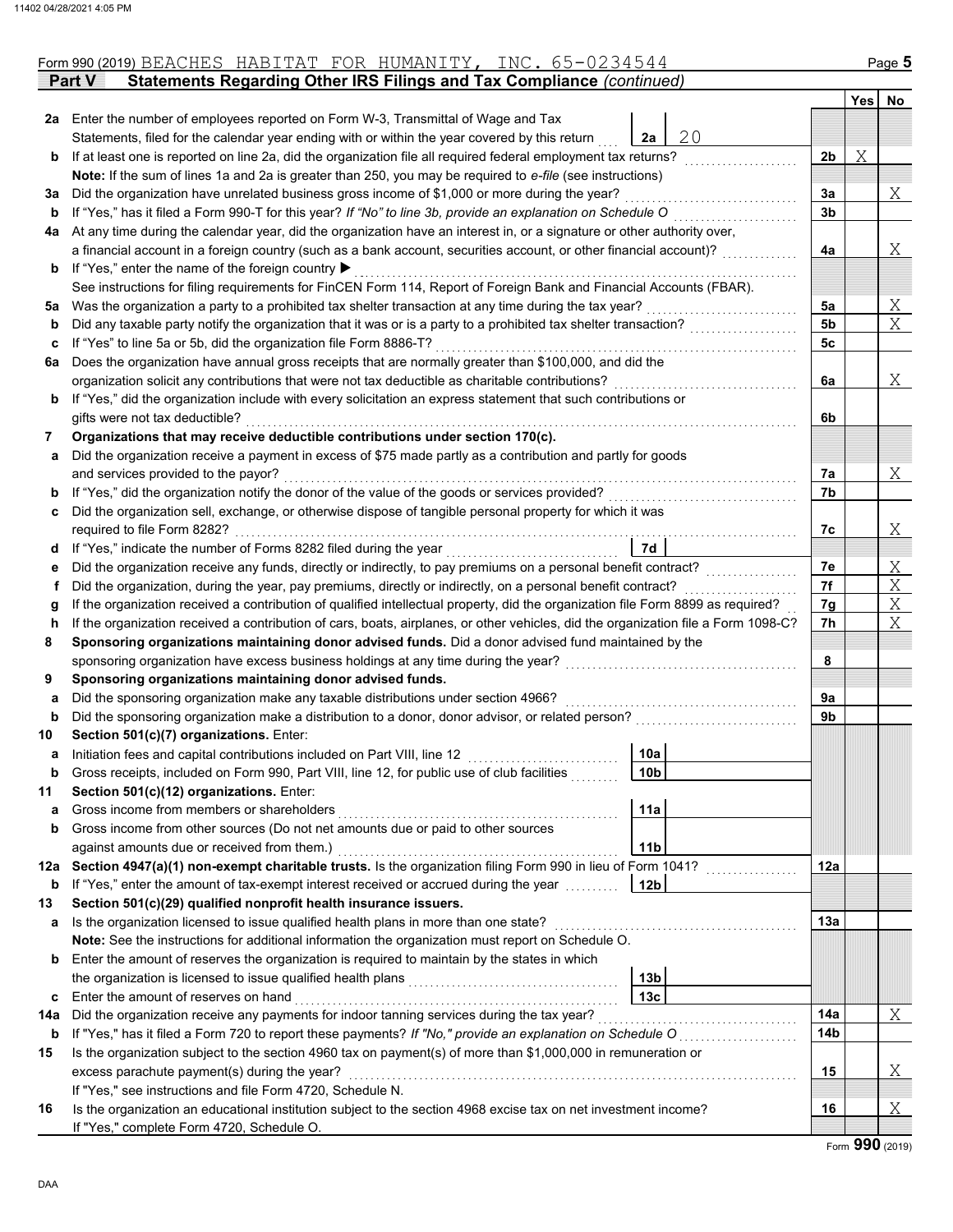Form 990 (2019) BEACHES HABITAT FOR HUMANITY, INC. 65-0234544

## Part V Statements Regarding Other IRS Filings and Tax Compliance *(continued)*

| | | | | Yes | No |
|---|---|---|---|---|---|
| **2a** | Enter the number of employees reported on Form W-3, Transmittal of Wage and Tax Statements, filed for the calendar year ending with or within the year covered by this return | 2a 20 | | | |
| **b** | If at least one is reported on line 2a, did the organization file all required federal employment tax returns? | | 2b | X | |
| | **Note:** If the sum of lines 1a and 2a is greater than 250, you may be required to *e-file* (see instructions) | | | | |
| **3a** | Did the organization have unrelated business gross income of $1,000 or more during the year? | | 3a | | X |
| **b** | If "Yes," has it filed a Form 990-T for this year? *If "No" to line 3b, provide an explanation on Schedule O* | | 3b | | |
| **4a** | At any time during the calendar year, did the organization have an interest in, or a signature or other authority over, a financial account in a foreign country (such as a bank account, securities account, or other financial account)? | | 4a | | X |
| **b** | If "Yes," enter the name of the foreign country ▶ | | | | |
| | See instructions for filing requirements for FinCEN Form 114, Report of Foreign Bank and Financial Accounts (FBAR). | | | | |
| **5a** | Was the organization a party to a prohibited tax shelter transaction at any time during the tax year? | | 5a | | X |
| **b** | Did any taxable party notify the organization that it was or is a party to a prohibited tax shelter transaction? | | 5b | | X |
| **c** | If "Yes" to line 5a or 5b, did the organization file Form 8886-T? | | 5c | | |
| **6a** | Does the organization have annual gross receipts that are normally greater than $100,000, and did the organization solicit any contributions that were not tax deductible as charitable contributions? | | 6a | | X |
| **b** | If "Yes," did the organization include with every solicitation an express statement that such contributions or gifts were not tax deductible? | | 6b | | |
| **7** | **Organizations that may receive deductible contributions under section 170(c).** | | | | |
| **a** | Did the organization receive a payment in excess of $75 made partly as a contribution and partly for goods and services provided to the payor? | | 7a | | X |
| **b** | If "Yes," did the organization notify the donor of the value of the goods or services provided? | | 7b | | |
| **c** | Did the organization sell, exchange, or otherwise dispose of tangible personal property for which it was required to file Form 8282? | | 7c | | X |
| **d** | If "Yes," indicate the number of Forms 8282 filed during the year | 7d | | | |
| **e** | Did the organization receive any funds, directly or indirectly, to pay premiums on a personal benefit contract? | | 7e | | X |
| **f** | Did the organization, during the year, pay premiums, directly or indirectly, on a personal benefit contract? | | 7f | | X |
| **g** | If the organization received a contribution of qualified intellectual property, did the organization file Form 8899 as required? | | 7g | | X |
| **h** | If the organization received a contribution of cars, boats, airplanes, or other vehicles, did the organization file a Form 1098-C? | | 7h | | X |
| **8** | **Sponsoring organizations maintaining donor advised funds.** Did a donor advised fund maintained by the sponsoring organization have excess business holdings at any time during the year? | | 8 | | |
| **9** | **Sponsoring organizations maintaining donor advised funds.** | | | | |
| **a** | Did the sponsoring organization make any taxable distributions under section 4966? | | 9a | | |
| **b** | Did the sponsoring organization make a distribution to a donor, donor advisor, or related person? | | 9b | | |
| **10** | **Section 501(c)(7) organizations.** Enter: | | | | |
| **a** | Initiation fees and capital contributions included on Part VIII, line 12 | 10a | | | |
| **b** | Gross receipts, included on Form 990, Part VIII, line 12, for public use of club facilities | 10b | | | |
| **11** | **Section 501(c)(12) organizations.** Enter: | | | | |
| **a** | Gross income from members or shareholders | 11a | | | |
| **b** | Gross income from other sources (Do not net amounts due or paid to other sources against amounts due or received from them.) | 11b | | | |
| **12a** | **Section 4947(a)(1) non-exempt charitable trusts.** Is the organization filing Form 990 in lieu of Form 1041? | | 12a | | |
| **b** | If "Yes," enter the amount of tax-exempt interest received or accrued during the year | 12b | | | |
| **13** | **Section 501(c)(29) qualified nonprofit health insurance issuers.** | | | | |
| **a** | Is the organization licensed to issue qualified health plans in more than one state? | | 13a | | |
| | **Note:** See the instructions for additional information the organization must report on Schedule O. | | | | |
| **b** | Enter the amount of reserves the organization is required to maintain by the states in which the organization is licensed to issue qualified health plans | 13b | | | |
| **c** | Enter the amount of reserves on hand | 13c | | | |
| **14a** | Did the organization receive any payments for indoor tanning services during the tax year? | | 14a | | X |
| **b** | If "Yes," has it filed a Form 720 to report these payments? *If "No," provide an explanation on Schedule O* | | 14b | | |
| **15** | Is the organization subject to the section 4960 tax on payment(s) of more than $1,000,000 in remuneration or excess parachute payment(s) during the year? | | 15 | | X |
| | If "Yes," see instructions and file Form 4720, Schedule N. | | | | |
| **16** | Is the organization an educational institution subject to the section 4968 excise tax on net investment income? | | 16 | | X |
| | If "Yes," complete Form 4720, Schedule O. | | | | |

Form **990** (2019)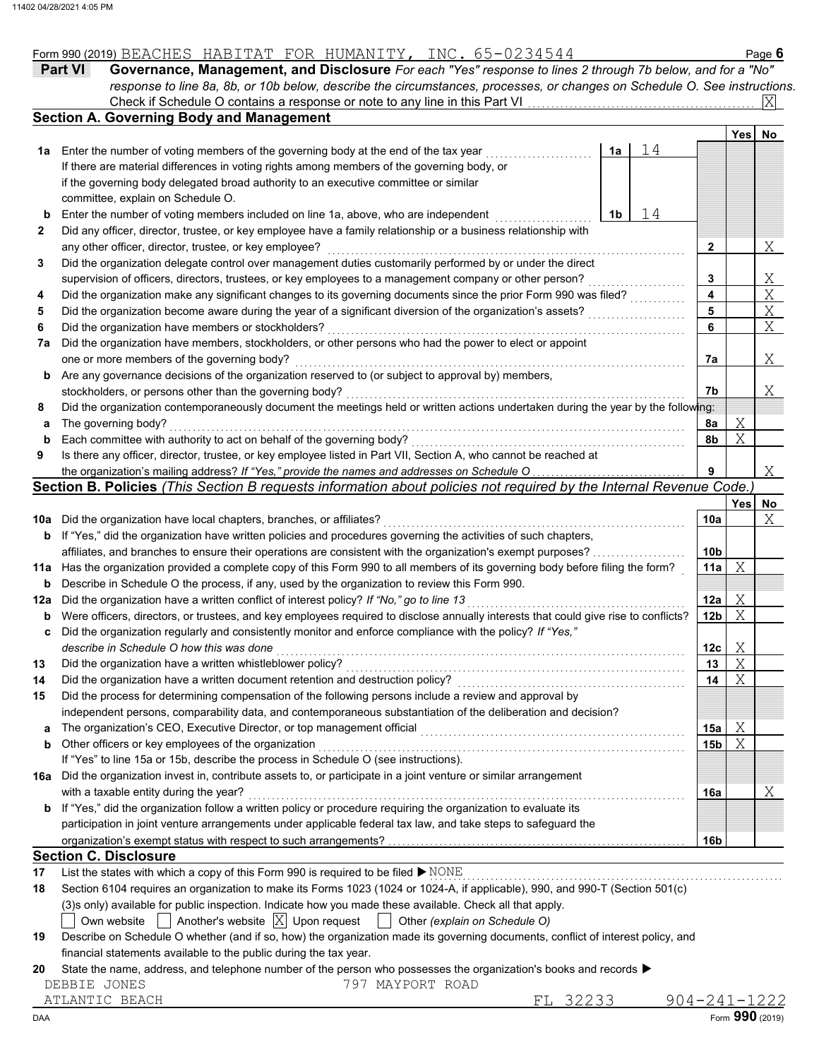Form 990 (2019) BEACHES HABITAT FOR HUMANITY, INC. 65-0234544

## Part VI Governance, Management, and Disclosure

*For each "Yes" response to lines 2 through 7b below, and for a "No" response to line 8a, 8b, or 10b below, describe the circumstances, processes, or changes on Schedule O. See instructions.*

Check if Schedule O contains a response or note to any line in this Part VI ☒

### Section A. Governing Body and Management

| | | | Yes | No |
|---|---|---|---|---|
| **1a** | Enter the number of voting members of the governing body at the end of the tax year — **1a** 14. If there are material differences in voting rights among members of the governing body, or if the governing body delegated broad authority to an executive committee or similar committee, explain on Schedule O. | | | |
| **b** | Enter the number of voting members included on line 1a, above, who are independent — **1b** 14 | | | |
| **2** | Did any officer, director, trustee, or key employee have a family relationship or a business relationship with any other officer, director, trustee, or key employee? | 2 | | X |
| **3** | Did the organization delegate control over management duties customarily performed by or under the direct supervision of officers, directors, trustees, or key employees to a management company or other person? | 3 | | X |
| **4** | Did the organization make any significant changes to its governing documents since the prior Form 990 was filed? | 4 | | X |
| **5** | Did the organization become aware during the year of a significant diversion of the organization's assets? | 5 | | X |
| **6** | Did the organization have members or stockholders? | 6 | | X |
| **7a** | Did the organization have members, stockholders, or other persons who had the power to elect or appoint one or more members of the governing body? | 7a | | X |
| **b** | Are any governance decisions of the organization reserved to (or subject to approval by) members, stockholders, or persons other than the governing body? | 7b | | X |
| **8** | Did the organization contemporaneously document the meetings held or written actions undertaken during the year by the following: | | | |
| **a** | The governing body? | 8a | X | |
| **b** | Each committee with authority to act on behalf of the governing body? | 8b | X | |
| **9** | Is there any officer, director, trustee, or key employee listed in Part VII, Section A, who cannot be reached at the organization's mailing address? *If "Yes," provide the names and addresses on Schedule O* | 9 | | X |

### Section B. Policies *(This Section B requests information about policies not required by the Internal Revenue Code.)*

| | | | Yes | No |
|---|---|---|---|---|
| **10a** | Did the organization have local chapters, branches, or affiliates? | 10a | | X |
| **b** | If "Yes," did the organization have written policies and procedures governing the activities of such chapters, affiliates, and branches to ensure their operations are consistent with the organization's exempt purposes? | 10b | | |
| **11a** | Has the organization provided a complete copy of this Form 990 to all members of its governing body before filing the form? | 11a | X | |
| **b** | Describe in Schedule O the process, if any, used by the organization to review this Form 990. | | | |
| **12a** | Did the organization have a written conflict of interest policy? *If "No," go to line 13* | 12a | X | |
| **b** | Were officers, directors, or trustees, and key employees required to disclose annually interests that could give rise to conflicts? | 12b | X | |
| **c** | Did the organization regularly and consistently monitor and enforce compliance with the policy? *If "Yes," describe in Schedule O how this was done* | 12c | X | |
| **13** | Did the organization have a written whistleblower policy? | 13 | X | |
| **14** | Did the organization have a written document retention and destruction policy? | 14 | X | |
| **15** | Did the process for determining compensation of the following persons include a review and approval by independent persons, comparability data, and contemporaneous substantiation of the deliberation and decision? | | | |
| **a** | The organization's CEO, Executive Director, or top management official | 15a | X | |
| **b** | Other officers or key employees of the organization | 15b | X | |
| | If "Yes" to line 15a or 15b, describe the process in Schedule O (see instructions). | | | |
| **16a** | Did the organization invest in, contribute assets to, or participate in a joint venture or similar arrangement with a taxable entity during the year? | 16a | | X |
| **b** | If "Yes," did the organization follow a written policy or procedure requiring the organization to evaluate its participation in joint venture arrangements under applicable federal tax law, and take steps to safeguard the organization's exempt status with respect to such arrangements? | 16b | | |

### Section C. Disclosure

**17** List the states with which a copy of this Form 990 is required to be filed ▶ NONE

**18** Section 6104 requires an organization to make its Forms 1023 (1024 or 1024-A, if applicable), 990, and 990-T (Section 501(c)(3)s only) available for public inspection. Indicate how you made these available. Check all that apply.

☐ Own website ☐ Another's website ☒ Upon request ☐ Other *(explain on Schedule O)*

**19** Describe on Schedule O whether (and if so, how) the organization made its governing documents, conflict of interest policy, and financial statements available to the public during the tax year.

**20** State the name, address, and telephone number of the person who possesses the organization's books and records ▶

DEBBIE JONES, 797 MAYPORT ROAD, ATLANTIC BEACH FL 32233, 904-241-1222

Form **990** (2019)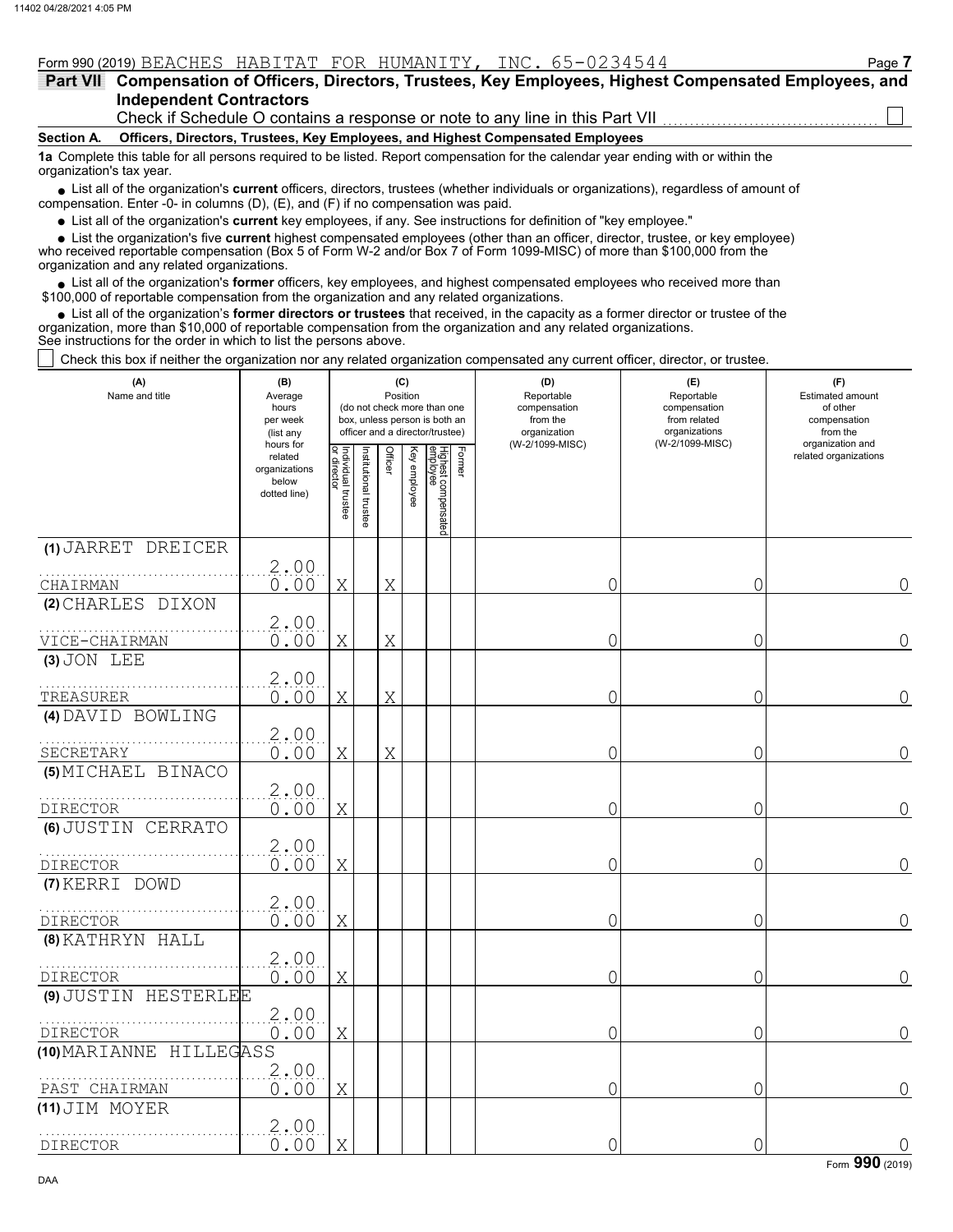Form 990 (2019) BEACHES HABITAT FOR HUMANITY, INC. 65-0234544

**Part VII Compensation of Officers, Directors, Trustees, Key Employees, Highest Compensated Employees, and Independent Contractors**

Check if Schedule O contains a response or note to any line in this Part VII ☐

**Section A. Officers, Directors, Trustees, Key Employees, and Highest Compensated Employees**

**1a** Complete this table for all persons required to be listed. Report compensation for the calendar year ending with or within the organization's tax year.

- List all of the organization's **current** officers, directors, trustees (whether individuals or organizations), regardless of amount of compensation. Enter -0- in columns (D), (E), and (F) if no compensation was paid.
- List all of the organization's **current** key employees, if any. See instructions for definition of "key employee."
- List the organization's five **current** highest compensated employees (other than an officer, director, trustee, or key employee) who received reportable compensation (Box 5 of Form W-2 and/or Box 7 of Form 1099-MISC) of more than $100,000 from the organization and any related organizations.
- List all of the organization's **former** officers, key employees, and highest compensated employees who received more than $100,000 of reportable compensation from the organization and any related organizations.
- List all of the organization's **former directors or trustees** that received, in the capacity as a former director or trustee of the organization, more than $10,000 of reportable compensation from the organization and any related organizations.

See instructions for the order in which to list the persons above.

☐ Check this box if neither the organization nor any related organization compensated any current officer, director, or trustee.

| (A) Name and title | (B) Average hours per week (list any hours for related organizations below dotted line) | (C) Position: Individual trustee or director | Institutional trustee | Officer | Key employee | Highest compensated employee | Former | (D) Reportable compensation from the organization (W-2/1099-MISC) | (E) Reportable compensation from related organizations (W-2/1099-MISC) | (F) Estimated amount of other compensation from the organization and related organizations |
|---|---|---|---|---|---|---|---|---|---|---|
| (1) JARRET DREICER<br>CHAIRMAN | 2.00<br>0.00 | X | | X | | | | 0 | 0 | 0 |
| (2) CHARLES DIXON<br>VICE-CHAIRMAN | 2.00<br>0.00 | X | | X | | | | 0 | 0 | 0 |
| (3) JON LEE<br>TREASURER | 2.00<br>0.00 | X | | X | | | | 0 | 0 | 0 |
| (4) DAVID BOWLING<br>SECRETARY | 2.00<br>0.00 | X | | X | | | | 0 | 0 | 0 |
| (5) MICHAEL BINACO<br>DIRECTOR | 2.00<br>0.00 | X | | | | | | 0 | 0 | 0 |
| (6) JUSTIN CERRATO<br>DIRECTOR | 2.00<br>0.00 | X | | | | | | 0 | 0 | 0 |
| (7) KERRI DOWD<br>DIRECTOR | 2.00<br>0.00 | X | | | | | | 0 | 0 | 0 |
| (8) KATHRYN HALL<br>DIRECTOR | 2.00<br>0.00 | X | | | | | | 0 | 0 | 0 |
| (9) JUSTIN HESTERLEE<br>DIRECTOR | 2.00<br>0.00 | X | | | | | | 0 | 0 | 0 |
| (10) MARIANNE HILLEGASS<br>PAST CHAIRMAN | 2.00<br>0.00 | X | | | | | | 0 | 0 | 0 |
| (11) JIM MOYER<br>DIRECTOR | 2.00<br>0.00 | X | | | | | | 0 | 0 | 0 |

Form **990** (2019)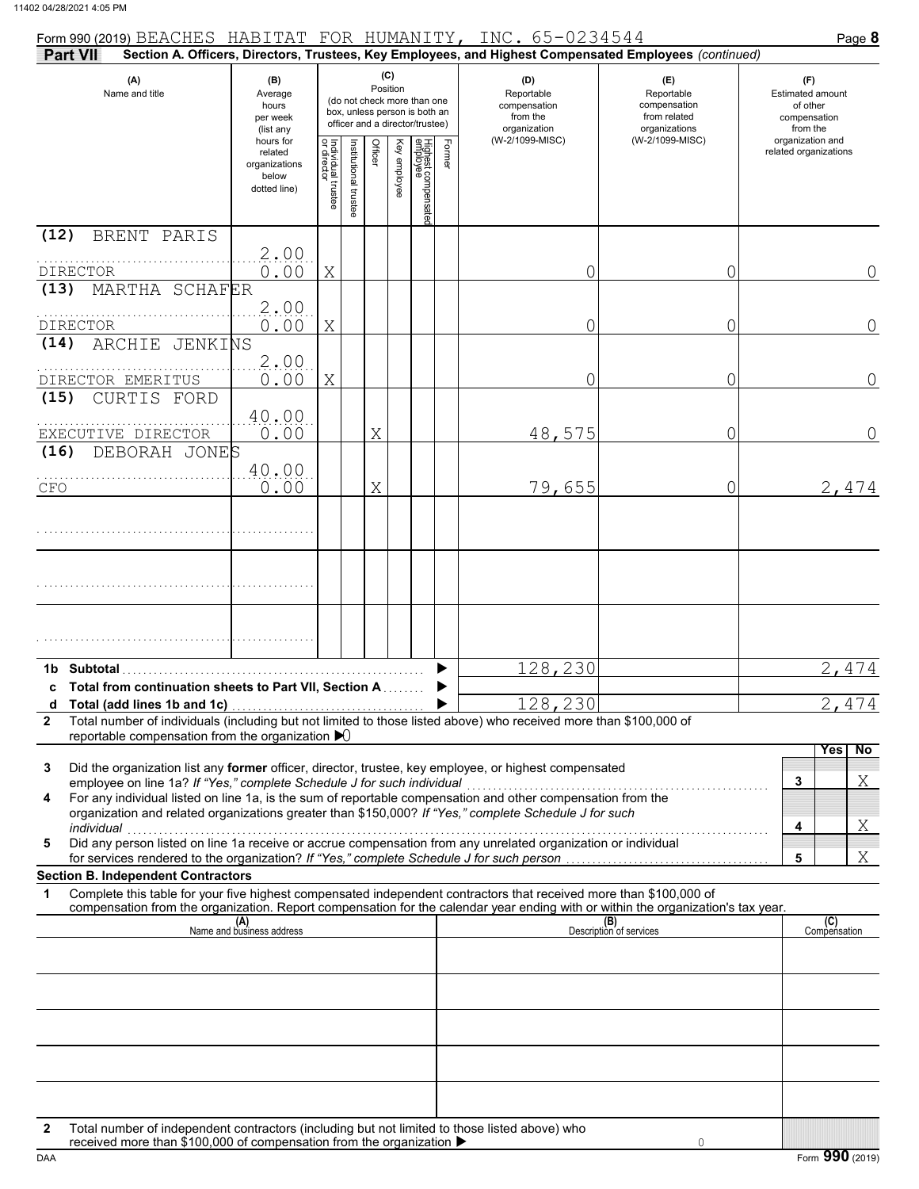Form 990 (2019) BEACHES HABITAT FOR HUMANITY, INC. 65-0234544

**Part VII — Section A. Officers, Directors, Trustees, Key Employees, and Highest Compensated Employees** *(continued)*

| (A) Name and title | (B) Average hours per week (list any hours for related organizations below dotted line) | (C) Position: Individual trustee or director | Institutional trustee | Officer | Key employee | Highest compensated employee | Former | (D) Reportable compensation from the organization (W-2/1099-MISC) | (E) Reportable compensation from related organizations (W-2/1099-MISC) | (F) Estimated amount of other compensation from the organization and related organizations |
|---|---|---|---|---|---|---|---|---|---|---|
| (12) BRENT PARIS<br>DIRECTOR | 2.00<br>0.00 | X | | | | | | 0 | 0 | 0 |
| (13) MARTHA SCHAFER<br>DIRECTOR | 2.00<br>0.00 | X | | | | | | 0 | 0 | 0 |
| (14) ARCHIE JENKINS<br>DIRECTOR EMERITUS | 2.00<br>0.00 | X | | | | | | 0 | 0 | 0 |
| (15) CURTIS FORD<br>EXECUTIVE DIRECTOR | 40.00<br>0.00 | | | X | | | | 48,575 | 0 | 0 |
| (16) DEBORAH JONES<br>CFO | 40.00<br>0.00 | | | X | | | | 79,655 | 0 | 2,474 |
| | | | | | | | | | | |
| | | | | | | | | | | |
| | | | | | | | | | | |

| | | (D) | (E) | (F) |
|---|---|---|---|---|
| 1b | Subtotal | 128,230 | | 2,474 |
| c | Total from continuation sheets to Part VII, Section A | | | |
| d | Total (add lines 1b and 1c) | 128,230 | | 2,474 |

2 Total number of individuals (including but not limited to those listed above) who received more than $100,000 of reportable compensation from the organization ▶ 0

| | | | Yes | No |
|---|---|---|---|---|
| 3 | Did the organization list any **former** officer, director, trustee, key employee, or highest compensated employee on line 1a? *If "Yes," complete Schedule J for such individual* | 3 | | X |
| 4 | For any individual listed on line 1a, is the sum of reportable compensation and other compensation from the organization and related organizations greater than $150,000? *If "Yes," complete Schedule J for such individual* | 4 | | X |
| 5 | Did any person listed on line 1a receive or accrue compensation from any unrelated organization or individual for services rendered to the organization? *If "Yes," complete Schedule J for such person* | 5 | | X |

**Section B. Independent Contractors**

1 Complete this table for your five highest compensated independent contractors that received more than $100,000 of compensation from the organization. Report compensation for the calendar year ending with or within the organization's tax year.

| (A) Name and business address | (B) Description of services | (C) Compensation |
|---|---|---|
| | | |
| | | |
| | | |
| | | |
| | | |

2 Total number of independent contractors (including but not limited to those listed above) who received more than $100,000 of compensation from the organization ▶ 0

Form **990** (2019)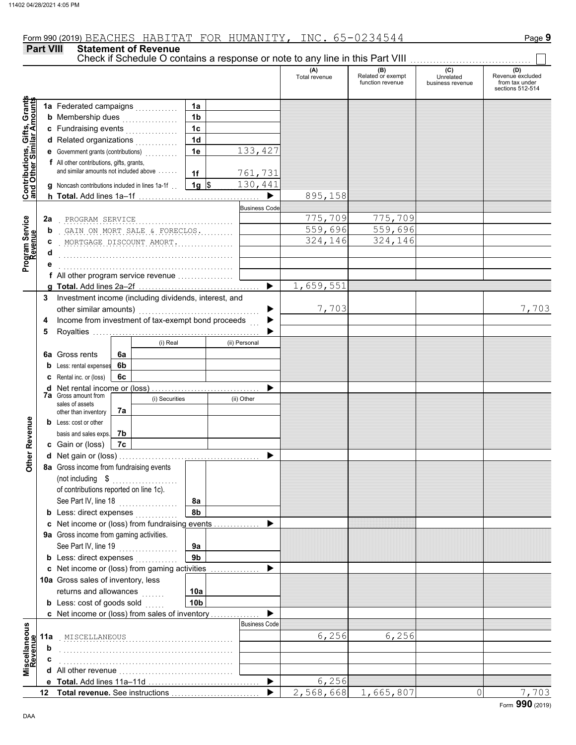Form 990 (2019) BEACHES HABITAT FOR HUMANITY, INC. 65-0234544

## Part VIII Statement of Revenue

Check if Schedule O contains a response or note to any line in this Part VIII ☐

| | | | (A) Total revenue | (B) Related or exempt function revenue | (C) Unrelated business revenue | (D) Revenue excluded from tax under sections 512-514 |
|---|---|---|---|---|---|---|
| **Contributions, Gifts, Grants and Other Similar Amounts** | 1a Federated campaigns | 1a | | | | |
| | b Membership dues | 1b | | | | |
| | c Fundraising events | 1c | | | | |
| | d Related organizations | 1d | | | | |
| | e Government grants (contributions) | 1e 133,427 | | | | |
| | f All other contributions, gifts, grants, and similar amounts not included above | 1f 761,731 | | | | |
| | g Noncash contributions included in lines 1a-1f | 1g $ 130,441 | | | | |
| | h **Total.** Add lines 1a–1f | ▶ | 895,158 | | | |
| **Program Service Revenue** | | Business Code | | | | |
| | 2a PROGRAM SERVICE | | 775,709 | 775,709 | | |
| | b GAIN ON MORT SALE & FORECLOS. | | 559,696 | 559,696 | | |
| | c MORTGAGE DISCOUNT AMORT. | | 324,146 | 324,146 | | |
| | d | | | | | |
| | e | | | | | |
| | f All other program service revenue | | | | | |
| | g **Total.** Add lines 2a–2f | ▶ | 1,659,551 | | | |
| **Other Revenue** | 3 Investment income (including dividends, interest, and other similar amounts) | ▶ | 7,703 | | | 7,703 |
| | 4 Income from investment of tax-exempt bond proceeds | ▶ | | | | |
| | 5 Royalties | ▶ | | | | |
| | | (i) Real / (ii) Personal | | | | |
| | 6a Gross rents | 6a | | | | |
| | b Less: rental expenses | 6b | | | | |
| | c Rental inc. or (loss) | 6c | | | | |
| | d Net rental income or (loss) | ▶ | | | | |
| | 7a Gross amount from sales of assets other than inventory | (i) Securities / (ii) Other 7a | | | | |
| | b Less: cost or other basis and sales exps. | 7b | | | | |
| | c Gain or (loss) | 7c | | | | |
| | d Net gain or (loss) | ▶ | | | | |
| | 8a Gross income from fundraising events (not including $ of contributions reported on line 1c). See Part IV, line 18 | 8a | | | | |
| | b Less: direct expenses | 8b | | | | |
| | c Net income or (loss) from fundraising events | ▶ | | | | |
| | 9a Gross income from gaming activities. See Part IV, line 19 | 9a | | | | |
| | b Less: direct expenses | 9b | | | | |
| | c Net income or (loss) from gaming activities | ▶ | | | | |
| | 10a Gross sales of inventory, less returns and allowances | 10a | | | | |
| | b Less: cost of goods sold | 10b | | | | |
| | c Net income or (loss) from sales of inventory | ▶ | | | | |
| **Miscellaneous Revenue** | | Business Code | | | | |
| | 11a MISCELLANEOUS | | 6,256 | 6,256 | | |
| | b | | | | | |
| | c | | | | | |
| | d All other revenue | | | | | |
| | e **Total.** Add lines 11a–11d | ▶ | 6,256 | | | |
| | 12 **Total revenue.** See instructions | ▶ | 2,568,668 | 1,665,807 | 0 | 7,703 |

Form **990** (2019)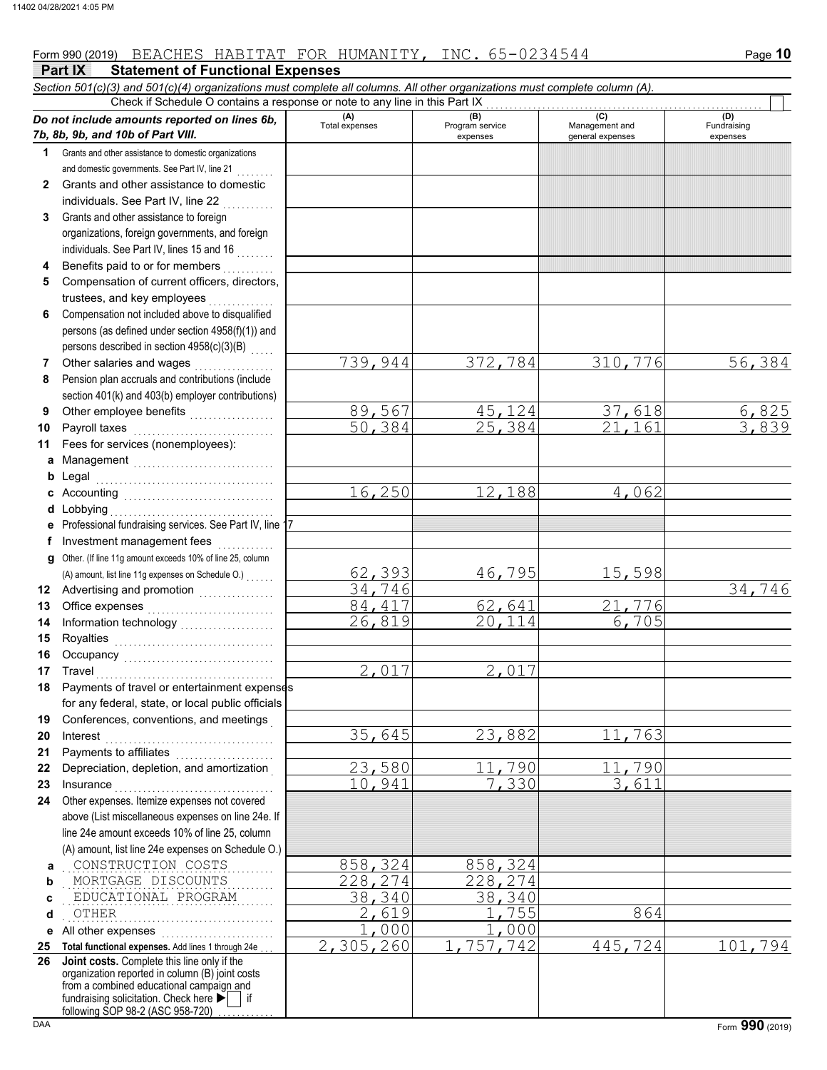Form 990 (2019) BEACHES HABITAT FOR HUMANITY, INC. 65-0234544

## Part IX Statement of Functional Expenses

*Section 501(c)(3) and 501(c)(4) organizations must complete all columns. All other organizations must complete column (A).*

Check if Schedule O contains a response or note to any line in this Part IX ☐

| *Do not include amounts reported on lines 6b, 7b, 8b, 9b, and 10b of Part VIII.* | (A) Total expenses | (B) Program service expenses | (C) Management and general expenses | (D) Fundraising expenses |
|---|---|---|---|---|
| 1 Grants and other assistance to domestic organizations and domestic governments. See Part IV, line 21 | | | | |
| 2 Grants and other assistance to domestic individuals. See Part IV, line 22 | | | | |
| 3 Grants and other assistance to foreign organizations, foreign governments, and foreign individuals. See Part IV, lines 15 and 16 | | | | |
| 4 Benefits paid to or for members | | | | |
| 5 Compensation of current officers, directors, trustees, and key employees | | | | |
| 6 Compensation not included above to disqualified persons (as defined under section 4958(f)(1)) and persons described in section 4958(c)(3)(B) | | | | |
| 7 Other salaries and wages | 739,944 | 372,784 | 310,776 | 56,384 |
| 8 Pension plan accruals and contributions (include section 401(k) and 403(b) employer contributions) | | | | |
| 9 Other employee benefits | 89,567 | 45,124 | 37,618 | 6,825 |
| 10 Payroll taxes | 50,384 | 25,384 | 21,161 | 3,839 |
| 11 Fees for services (nonemployees): | | | | |
| a Management | | | | |
| b Legal | | | | |
| c Accounting | 16,250 | 12,188 | 4,062 | |
| d Lobbying | | | | |
| e Professional fundraising services. See Part IV, line 17 | | | | |
| f Investment management fees | | | | |
| g Other. (If line 11g amount exceeds 10% of line 25, column (A) amount, list line 11g expenses on Schedule O.) | 62,393 | 46,795 | 15,598 | |
| 12 Advertising and promotion | 34,746 | | | 34,746 |
| 13 Office expenses | 84,417 | 62,641 | 21,776 | |
| 14 Information technology | 26,819 | 20,114 | 6,705 | |
| 15 Royalties | | | | |
| 16 Occupancy | | | | |
| 17 Travel | 2,017 | 2,017 | | |
| 18 Payments of travel or entertainment expenses for any federal, state, or local public officials | | | | |
| 19 Conferences, conventions, and meetings | | | | |
| 20 Interest | 35,645 | 23,882 | 11,763 | |
| 21 Payments to affiliates | | | | |
| 22 Depreciation, depletion, and amortization | 23,580 | 11,790 | 11,790 | |
| 23 Insurance | 10,941 | 7,330 | 3,611 | |
| 24 Other expenses. Itemize expenses not covered above (List miscellaneous expenses on line 24e. If line 24e amount exceeds 10% of line 25, column (A) amount, list line 24e expenses on Schedule O.) | | | | |
| a CONSTRUCTION COSTS | 858,324 | 858,324 | | |
| b MORTGAGE DISCOUNTS | 228,274 | 228,274 | | |
| c EDUCATIONAL PROGRAM | 38,340 | 38,340 | | |
| d OTHER | 2,619 | 1,755 | 864 | |
| e All other expenses | 1,000 | 1,000 | | |
| 25 **Total functional expenses.** Add lines 1 through 24e | 2,305,260 | 1,757,742 | 445,724 | 101,794 |
| 26 **Joint costs.** Complete this line only if the organization reported in column (B) joint costs from a combined educational campaign and fundraising solicitation. Check here ▶ ☐ if following SOP 98-2 (ASC 958-720) | | | | |

DAA Form **990** (2019)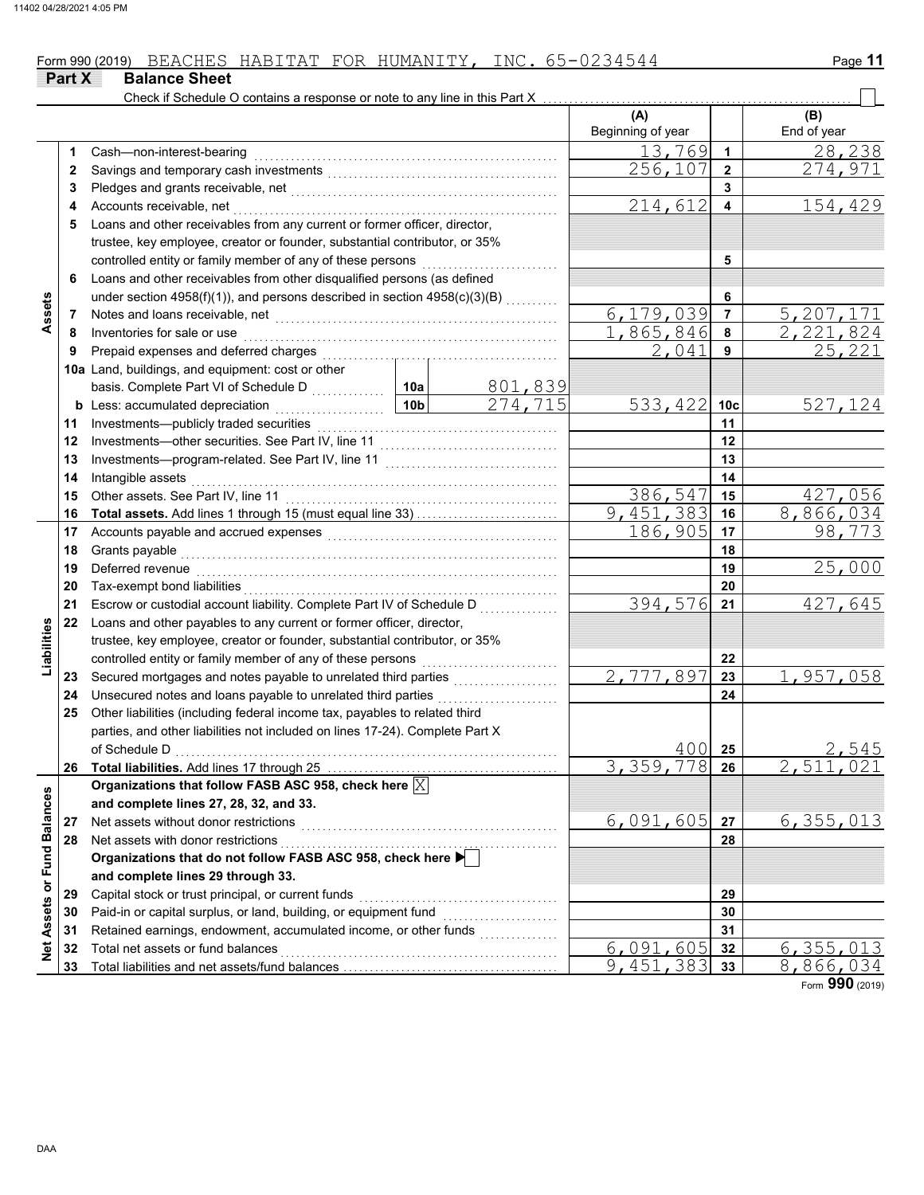Form 990 (2019) BEACHES HABITAT FOR HUMANITY, INC. 65-0234544

## Part X Balance Sheet

Check if Schedule O contains a response or note to any line in this Part X ☐

| Section | Line | Description | | | (A) Beginning of year | Line | (B) End of year |
|---|---|---|---|---|---|---|---|
| Assets | 1 | Cash—non-interest-bearing | | | 13,769 | 1 | 28,238 |
| | 2 | Savings and temporary cash investments | | | 256,107 | 2 | 274,971 |
| | 3 | Pledges and grants receivable, net | | | | 3 | |
| | 4 | Accounts receivable, net | | | 214,612 | 4 | 154,429 |
| | 5 | Loans and other receivables from any current or former officer, director, trustee, key employee, creator or founder, substantial contributor, or 35% controlled entity or family member of any of these persons | | | | 5 | |
| | 6 | Loans and other receivables from other disqualified persons (as defined under section 4958(f)(1)), and persons described in section 4958(c)(3)(B) | | | | 6 | |
| | 7 | Notes and loans receivable, net | | | 6,179,039 | 7 | 5,207,171 |
| | 8 | Inventories for sale or use | | | 1,865,846 | 8 | 2,221,824 |
| | 9 | Prepaid expenses and deferred charges | | | 2,041 | 9 | 25,221 |
| | 10a | Land, buildings, and equipment: cost or other basis. Complete Part VI of Schedule D | 10a | 801,839 | | | |
| | b | Less: accumulated depreciation | 10b | 274,715 | 533,422 | 10c | 527,124 |
| | 11 | Investments—publicly traded securities | | | | 11 | |
| | 12 | Investments—other securities. See Part IV, line 11 | | | | 12 | |
| | 13 | Investments—program-related. See Part IV, line 11 | | | | 13 | |
| | 14 | Intangible assets | | | | 14 | |
| | 15 | Other assets. See Part IV, line 11 | | | 386,547 | 15 | 427,056 |
| | 16 | **Total assets.** Add lines 1 through 15 (must equal line 33) | | | 9,451,383 | 16 | 8,866,034 |
| Liabilities | 17 | Accounts payable and accrued expenses | | | 186,905 | 17 | 98,773 |
| | 18 | Grants payable | | | | 18 | |
| | 19 | Deferred revenue | | | | 19 | 25,000 |
| | 20 | Tax-exempt bond liabilities | | | | 20 | |
| | 21 | Escrow or custodial account liability. Complete Part IV of Schedule D | | | 394,576 | 21 | 427,645 |
| | 22 | Loans and other payables to any current or former officer, director, trustee, key employee, creator or founder, substantial contributor, or 35% controlled entity or family member of any of these persons | | | | 22 | |
| | 23 | Secured mortgages and notes payable to unrelated third parties | | | 2,777,897 | 23 | 1,957,058 |
| | 24 | Unsecured notes and loans payable to unrelated third parties | | | | 24 | |
| | 25 | Other liabilities (including federal income tax, payables to related third parties, and other liabilities not included on lines 17-24). Complete Part X of Schedule D | | | 400 | 25 | 2,545 |
| | 26 | **Total liabilities.** Add lines 17 through 25 | | | 3,359,778 | 26 | 2,511,021 |
| Net Assets or Fund Balances | | **Organizations that follow FASB ASC 958, check here** ☒ **and complete lines 27, 28, 32, and 33.** | | | | | |
| | 27 | Net assets without donor restrictions | | | 6,091,605 | 27 | 6,355,013 |
| | 28 | Net assets with donor restrictions | | | | 28 | |
| | | **Organizations that do not follow FASB ASC 958, check here** ☐ **and complete lines 29 through 33.** | | | | | |
| | 29 | Capital stock or trust principal, or current funds | | | | 29 | |
| | 30 | Paid-in or capital surplus, or land, building, or equipment fund | | | | 30 | |
| | 31 | Retained earnings, endowment, accumulated income, or other funds | | | | 31 | |
| | 32 | Total net assets or fund balances | | | 6,091,605 | 32 | 6,355,013 |
| | 33 | Total liabilities and net assets/fund balances | | | 9,451,383 | 33 | 8,866,034 |

Form **990** (2019)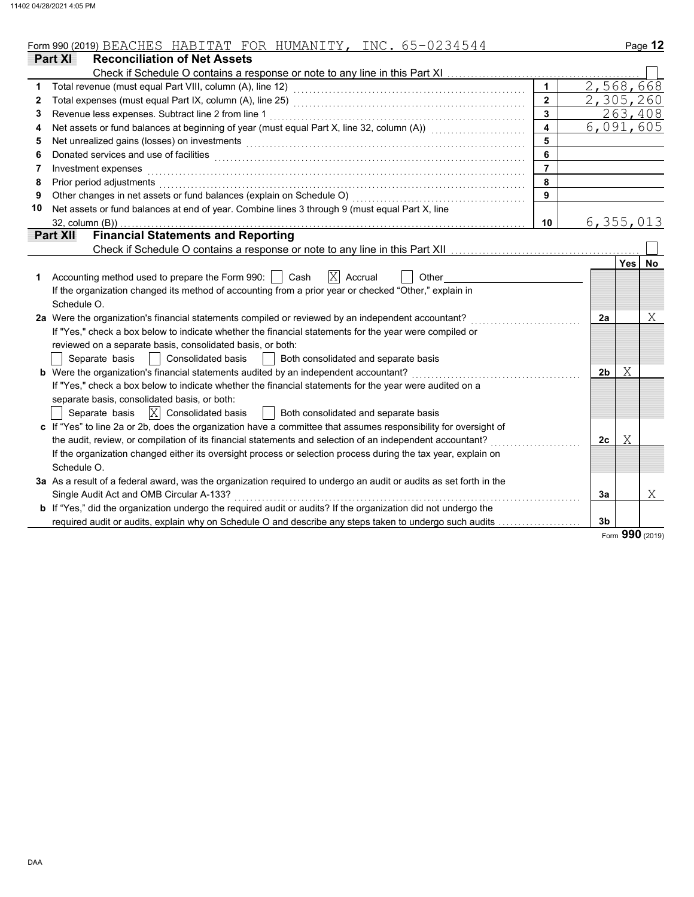Form 990 (2019) BEACHES HABITAT FOR HUMANITY, INC. 65-0234544

## Part XI Reconciliation of Net Assets

Check if Schedule O contains a response or note to any line in this Part XI ☐

| | | | |
|---|---|---|---|
| 1 | Total revenue (must equal Part VIII, column (A), line 12) | 1 | 2,568,668 |
| 2 | Total expenses (must equal Part IX, column (A), line 25) | 2 | 2,305,260 |
| 3 | Revenue less expenses. Subtract line 2 from line 1 | 3 | 263,408 |
| 4 | Net assets or fund balances at beginning of year (must equal Part X, line 32, column (A)) | 4 | 6,091,605 |
| 5 | Net unrealized gains (losses) on investments | 5 | |
| 6 | Donated services and use of facilities | 6 | |
| 7 | Investment expenses | 7 | |
| 8 | Prior period adjustments | 8 | |
| 9 | Other changes in net assets or fund balances (explain on Schedule O) | 9 | |
| 10 | Net assets or fund balances at end of year. Combine lines 3 through 9 (must equal Part X, line 32, column (B)) | 10 | 6,355,013 |

## Part XII Financial Statements and Reporting

Check if Schedule O contains a response or note to any line in this Part XII ☐

| | | | Yes | No |
|---|---|---|---|---|
| 1 | Accounting method used to prepare the Form 990: ☐ Cash ☒ Accrual ☐ Other<br>If the organization changed its method of accounting from a prior year or checked "Other," explain in Schedule O. | | | |
| 2a | Were the organization's financial statements compiled or reviewed by an independent accountant?<br>If "Yes," check a box below to indicate whether the financial statements for the year were compiled or reviewed on a separate basis, consolidated basis, or both:<br>☐ Separate basis ☐ Consolidated basis ☐ Both consolidated and separate basis | 2a | | X |
| b | Were the organization's financial statements audited by an independent accountant?<br>If "Yes," check a box below to indicate whether the financial statements for the year were audited on a separate basis, consolidated basis, or both:<br>☐ Separate basis ☒ Consolidated basis ☐ Both consolidated and separate basis | 2b | X | |
| c | If "Yes" to line 2a or 2b, does the organization have a committee that assumes responsibility for oversight of the audit, review, or compilation of its financial statements and selection of an independent accountant?<br>If the organization changed either its oversight process or selection process during the tax year, explain on Schedule O. | 2c | X | |
| 3a | As a result of a federal award, was the organization required to undergo an audit or audits as set forth in the Single Audit Act and OMB Circular A-133? | 3a | | X |
| b | If "Yes," did the organization undergo the required audit or audits? If the organization did not undergo the required audit or audits, explain why on Schedule O and describe any steps taken to undergo such audits | 3b | | |

Form 990 (2019)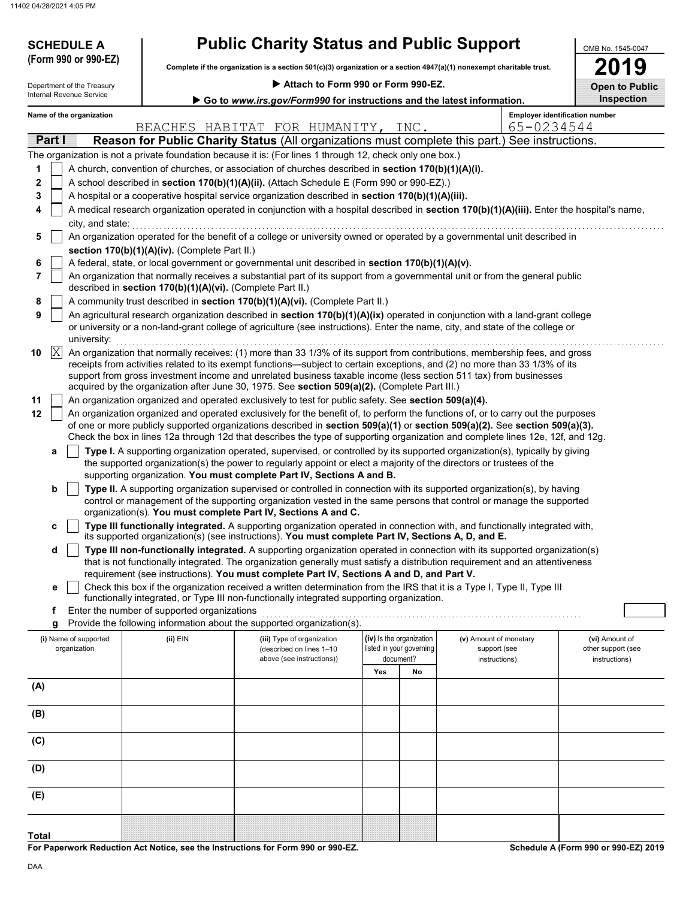**SCHEDULE A (Form 990 or 990-EZ)**

Department of the Treasury
Internal Revenue Service

# Public Charity Status and Public Support

**Complete if the organization is a section 501(c)(3) organization or a section 4947(a)(1) nonexempt charitable trust.**

▶ **Attach to Form 990 or Form 990-EZ.**

▶ **Go to www.irs.gov/Form990 for instructions and the latest information.**

OMB No. 1545-0047

**2019**

**Open to Public Inspection**

**Name of the organization:** BEACHES HABITAT FOR HUMANITY, INC.

**Employer identification number:** 65-0234544

## Part I — Reason for Public Charity Status (All organizations must complete this part.) See instructions.

The organization is not a private foundation because it is: (For lines 1 through 12, check only one box.)

1. ☐ A church, convention of churches, or association of churches described in **section 170(b)(1)(A)(i).**
2. ☐ A school described in **section 170(b)(1)(A)(ii).** (Attach Schedule E (Form 990 or 990-EZ).)
3. ☐ A hospital or a cooperative hospital service organization described in **section 170(b)(1)(A)(iii).**
4. ☐ A medical research organization operated in conjunction with a hospital described in **section 170(b)(1)(A)(iii).** Enter the hospital's name, city, and state:
5. ☐ An organization operated for the benefit of a college or university owned or operated by a governmental unit described in **section 170(b)(1)(A)(iv).** (Complete Part II.)
6. ☐ A federal, state, or local government or governmental unit described in **section 170(b)(1)(A)(v).**
7. ☐ An organization that normally receives a substantial part of its support from a governmental unit or from the general public described in **section 170(b)(1)(A)(vi).** (Complete Part II.)
8. ☐ A community trust described in **section 170(b)(1)(A)(vi).** (Complete Part II.)
9. ☐ An agricultural research organization described in **section 170(b)(1)(A)(ix)** operated in conjunction with a land-grant college or university or a non-land-grant college of agriculture (see instructions). Enter the name, city, and state of the college or university:
10. ☒ An organization that normally receives: (1) more than 33 1/3% of its support from contributions, membership fees, and gross receipts from activities related to its exempt functions—subject to certain exceptions, and (2) no more than 33 1/3% of its support from gross investment income and unrelated business taxable income (less section 511 tax) from businesses acquired by the organization after June 30, 1975. See **section 509(a)(2).** (Complete Part III.)
11. ☐ An organization organized and operated exclusively to test for public safety. See **section 509(a)(4).**
12. ☐ An organization organized and operated exclusively for the benefit of, to perform the functions of, or to carry out the purposes of one or more publicly supported organizations described in **section 509(a)(1)** or **section 509(a)(2).** See **section 509(a)(3).** Check the box in lines 12a through 12d that describes the type of supporting organization and complete lines 12e, 12f, and 12g.
   - **a** ☐ **Type I.** A supporting organization operated, supervised, or controlled by its supported organization(s), typically by giving the supported organization(s) the power to regularly appoint or elect a majority of the directors or trustees of the supporting organization. **You must complete Part IV, Sections A and B.**
   - **b** ☐ **Type II.** A supporting organization supervised or controlled in connection with its supported organization(s), by having control or management of the supporting organization vested in the same persons that control or manage the supported organization(s). **You must complete Part IV, Sections A and C.**
   - **c** ☐ **Type III functionally integrated.** A supporting organization operated in connection with, and functionally integrated with, its supported organization(s) (see instructions). **You must complete Part IV, Sections A, D, and E.**
   - **d** ☐ **Type III non-functionally integrated.** A supporting organization operated in connection with its supported organization(s) that is not functionally integrated. The organization generally must satisfy a distribution requirement and an attentiveness requirement (see instructions). **You must complete Part IV, Sections A and D, and Part V.**
   - **e** ☐ Check this box if the organization received a written determination from the IRS that it is a Type I, Type II, Type III functionally integrated, or Type III non-functionally integrated supporting organization.
   - **f** Enter the number of supported organizations
   - **g** Provide the following information about the supported organization(s).

| (i) Name of supported organization | (ii) EIN | (iii) Type of organization (described on lines 1–10 above (see instructions)) | (iv) Is the organization listed in your governing document? Yes | No | (v) Amount of monetary support (see instructions) | (vi) Amount of other support (see instructions) |
|---|---|---|---|---|---|---|
| (A) | | | | | | |
| (B) | | | | | | |
| (C) | | | | | | |
| (D) | | | | | | |
| (E) | | | | | | |
| **Total** | | | | | | |

**For Paperwork Reduction Act Notice, see the Instructions for Form 990 or 990-EZ.**

**Schedule A (Form 990 or 990-EZ) 2019**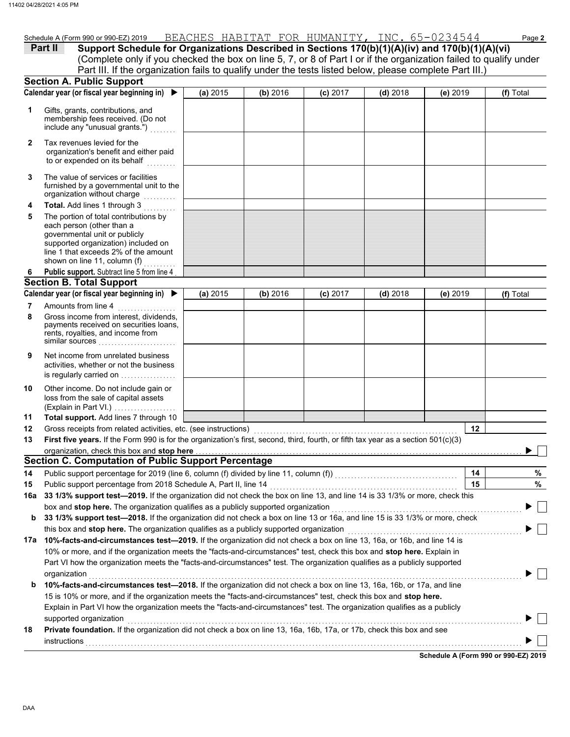Schedule A (Form 990 or 990-EZ) 2019 BEACHES HABITAT FOR HUMANITY, INC. 65-0234544

**Part II** **Support Schedule for Organizations Described in Sections 170(b)(1)(A)(iv) and 170(b)(1)(A)(vi)**
(Complete only if you checked the box on line 5, 7, or 8 of Part I or if the organization failed to qualify under Part III. If the organization fails to qualify under the tests listed below, please complete Part III.)

## Section A. Public Support

| Calendar year (or fiscal year beginning in) ▶ | (a) 2015 | (b) 2016 | (c) 2017 | (d) 2018 | (e) 2019 | (f) Total |
|---|---|---|---|---|---|---|
| **1** Gifts, grants, contributions, and membership fees received. (Do not include any "unusual grants.") | | | | | | |
| **2** Tax revenues levied for the organization's benefit and either paid to or expended on its behalf | | | | | | |
| **3** The value of services or facilities furnished by a governmental unit to the organization without charge | | | | | | |
| **4** **Total.** Add lines 1 through 3 | | | | | | |
| **5** The portion of total contributions by each person (other than a governmental unit or publicly supported organization) included on line 1 that exceeds 2% of the amount shown on line 11, column (f) | | | | | | |
| **6** **Public support.** Subtract line 5 from line 4 | | | | | | |

## Section B. Total Support

| Calendar year (or fiscal year beginning in) ▶ | (a) 2015 | (b) 2016 | (c) 2017 | (d) 2018 | (e) 2019 | (f) Total |
|---|---|---|---|---|---|---|
| **7** Amounts from line 4 | | | | | | |
| **8** Gross income from interest, dividends, payments received on securities loans, rents, royalties, and income from similar sources | | | | | | |
| **9** Net income from unrelated business activities, whether or not the business is regularly carried on | | | | | | |
| **10** Other income. Do not include gain or loss from the sale of capital assets (Explain in Part VI.) | | | | | | |
| **11** **Total support.** Add lines 7 through 10 | | | | | | |

**12** Gross receipts from related activities, etc. (see instructions) | **12** |

**13** **First five years.** If the Form 990 is for the organization's first, second, third, fourth, or fifth tax year as a section 501(c)(3) organization, check this box and **stop here** ▶ ☐

## Section C. Computation of Public Support Percentage

**14** Public support percentage for 2019 (line 6, column (f) divided by line 11, column (f)) | **14** | %

**15** Public support percentage from 2018 Schedule A, Part II, line 14 | **15** | %

**16a** **33 1/3% support test—2019.** If the organization did not check the box on line 13, and line 14 is 33 1/3% or more, check this box and **stop here.** The organization qualifies as a publicly supported organization ▶ ☐

**b** **33 1/3% support test—2018.** If the organization did not check a box on line 13 or 16a, and line 15 is 33 1/3% or more, check this box and **stop here.** The organization qualifies as a publicly supported organization ▶ ☐

**17a** **10%-facts-and-circumstances test—2019.** If the organization did not check a box on line 13, 16a, or 16b, and line 14 is 10% or more, and if the organization meets the "facts-and-circumstances" test, check this box and **stop here.** Explain in Part VI how the organization meets the "facts-and-circumstances" test. The organization qualifies as a publicly supported organization ▶ ☐

**b** **10%-facts-and-circumstances test—2018.** If the organization did not check a box on line 13, 16a, 16b, or 17a, and line 15 is 10% or more, and if the organization meets the "facts-and-circumstances" test, check this box and **stop here.** Explain in Part VI how the organization meets the "facts-and-circumstances" test. The organization qualifies as a publicly supported organization ▶ ☐

**18** **Private foundation.** If the organization did not check a box on line 13, 16a, 16b, 17a, or 17b, check this box and see instructions ▶ ☐

**Schedule A (Form 990 or 990-EZ) 2019**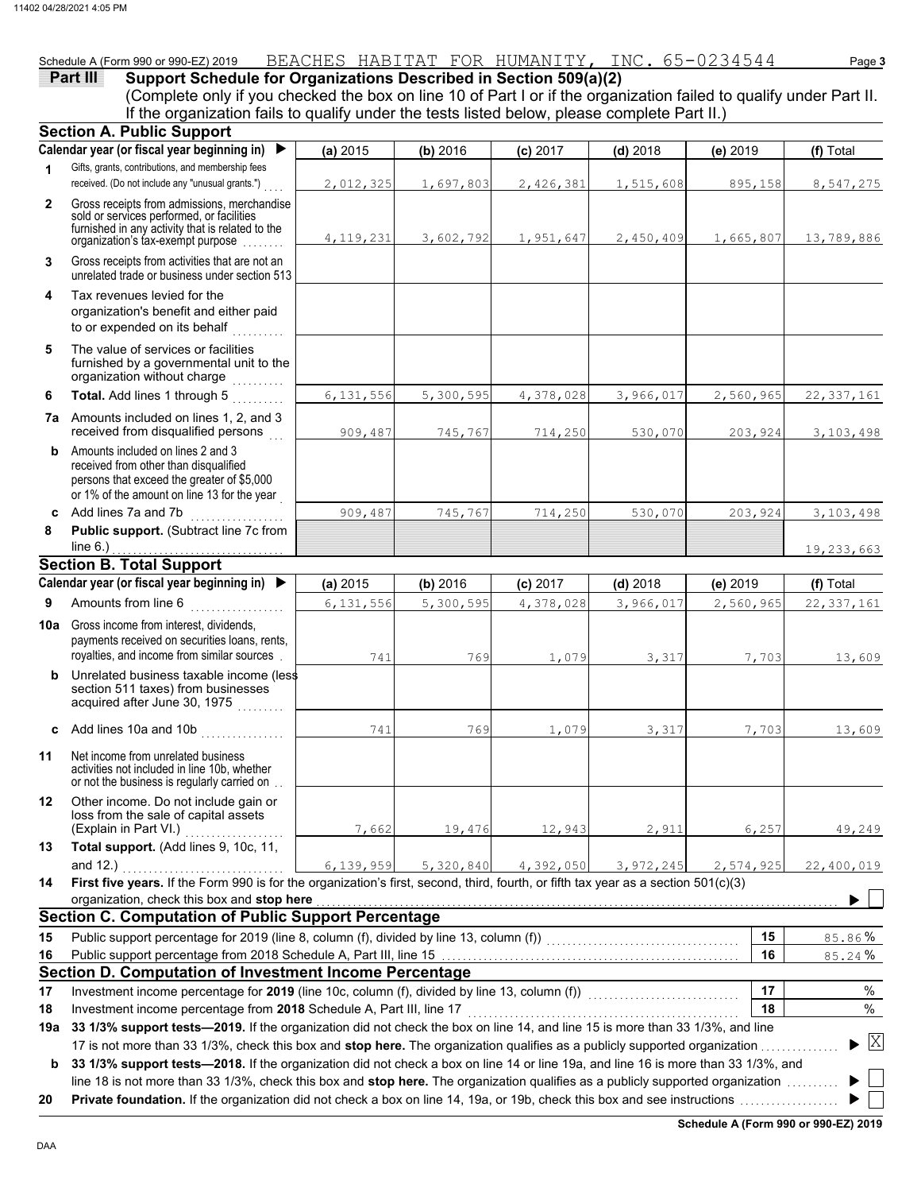Schedule A (Form 990 or 990-EZ) 2019 BEACHES HABITAT FOR HUMANITY, INC. 65-0234544 Page 3

**Part III Support Schedule for Organizations Described in Section 509(a)(2)**

(Complete only if you checked the box on line 10 of Part I or if the organization failed to qualify under Part II. If the organization fails to qualify under the tests listed below, please complete Part II.)

## Section A. Public Support

| | Calendar year (or fiscal year beginning in) ▶ | (a) 2015 | (b) 2016 | (c) 2017 | (d) 2018 | (e) 2019 | (f) Total |
|---|---|---|---|---|---|---|---|
| 1 | Gifts, grants, contributions, and membership fees received. (Do not include any "unusual grants.") | 2,012,325 | 1,697,803 | 2,426,381 | 1,515,608 | 895,158 | 8,547,275 |
| 2 | Gross receipts from admissions, merchandise sold or services performed, or facilities furnished in any activity that is related to the organization's tax-exempt purpose | 4,119,231 | 3,602,792 | 1,951,647 | 2,450,409 | 1,665,807 | 13,789,886 |
| 3 | Gross receipts from activities that are not an unrelated trade or business under section 513 | | | | | | |
| 4 | Tax revenues levied for the organization's benefit and either paid to or expended on its behalf | | | | | | |
| 5 | The value of services or facilities furnished by a governmental unit to the organization without charge | | | | | | |
| 6 | **Total.** Add lines 1 through 5 | 6,131,556 | 5,300,595 | 4,378,028 | 3,966,017 | 2,560,965 | 22,337,161 |
| 7a | Amounts included on lines 1, 2, and 3 received from disqualified persons | 909,487 | 745,767 | 714,250 | 530,070 | 203,924 | 3,103,498 |
| b | Amounts included on lines 2 and 3 received from other than disqualified persons that exceed the greater of $5,000 or 1% of the amount on line 13 for the year | | | | | | |
| c | Add lines 7a and 7b | 909,487 | 745,767 | 714,250 | 530,070 | 203,924 | 3,103,498 |
| 8 | **Public support.** (Subtract line 7c from line 6.) | | | | | | 19,233,663 |

## Section B. Total Support

| | Calendar year (or fiscal year beginning in) ▶ | (a) 2015 | (b) 2016 | (c) 2017 | (d) 2018 | (e) 2019 | (f) Total |
|---|---|---|---|---|---|---|---|
| 9 | Amounts from line 6 | 6,131,556 | 5,300,595 | 4,378,028 | 3,966,017 | 2,560,965 | 22,337,161 |
| 10a | Gross income from interest, dividends, payments received on securities loans, rents, royalties, and income from similar sources | 741 | 769 | 1,079 | 3,317 | 7,703 | 13,609 |
| b | Unrelated business taxable income (less section 511 taxes) from businesses acquired after June 30, 1975 | | | | | | |
| c | Add lines 10a and 10b | 741 | 769 | 1,079 | 3,317 | 7,703 | 13,609 |
| 11 | Net income from unrelated business activities not included in line 10b, whether or not the business is regularly carried on | | | | | | |
| 12 | Other income. Do not include gain or loss from the sale of capital assets (Explain in Part VI.) | 7,662 | 19,476 | 12,943 | 2,911 | 6,257 | 49,249 |
| 13 | **Total support.** (Add lines 9, 10c, 11, and 12.) | 6,139,959 | 5,320,840 | 4,392,050 | 3,972,245 | 2,574,925 | 22,400,019 |

**14** **First five years.** If the Form 990 is for the organization's first, second, third, fourth, or fifth tax year as a section 501(c)(3) organization, check this box and **stop here** ▶ ☐

## Section C. Computation of Public Support Percentage

| | | | |
|---|---|---|---|
| 15 | Public support percentage for 2019 (line 8, column (f), divided by line 13, column (f)) | 15 | 85.86 % |
| 16 | Public support percentage from 2018 Schedule A, Part III, line 15 | 16 | 85.24 % |

## Section D. Computation of Investment Income Percentage

| | | | |
|---|---|---|---|
| 17 | Investment income percentage for **2019** (line 10c, column (f), divided by line 13, column (f)) | 17 | % |
| 18 | Investment income percentage from **2018** Schedule A, Part III, line 17 | 18 | % |

**19a** **33 1/3% support tests—2019.** If the organization did not check the box on line 14, and line 15 is more than 33 1/3%, and line 17 is not more than 33 1/3%, check this box and **stop here.** The organization qualifies as a publicly supported organization ▶ ☒

**b** **33 1/3% support tests—2018.** If the organization did not check a box on line 14 or line 19a, and line 16 is more than 33 1/3%, and line 18 is not more than 33 1/3%, check this box and **stop here.** The organization qualifies as a publicly supported organization ▶ ☐

**20** **Private foundation.** If the organization did not check a box on line 14, 19a, or 19b, check this box and see instructions ▶ ☐

**Schedule A (Form 990 or 990-EZ) 2019**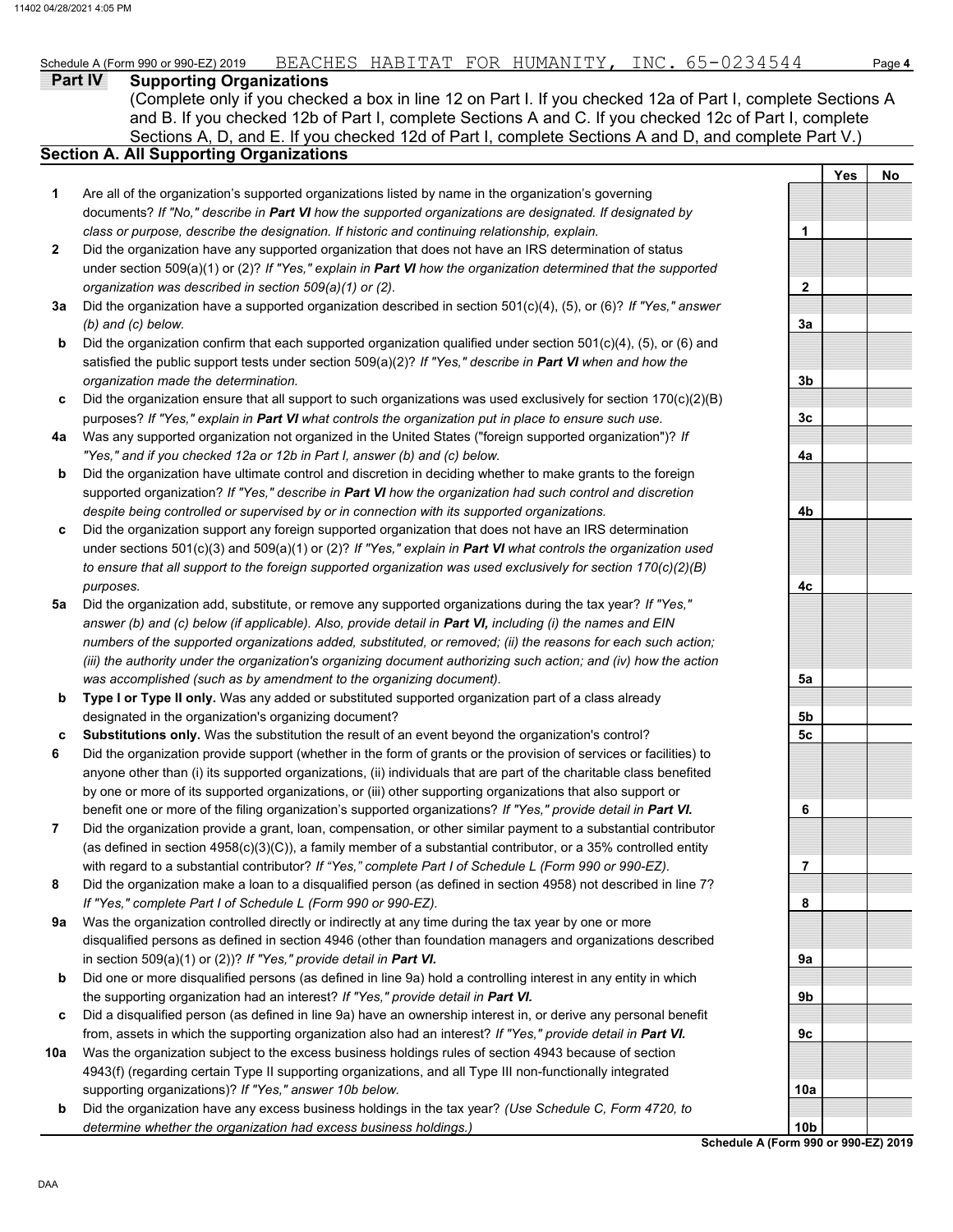Schedule A (Form 990 or 990-EZ) 2019 BEACHES HABITAT FOR HUMANITY, INC. 65-0234544

## Part IV Supporting Organizations

(Complete only if you checked a box in line 12 on Part I. If you checked 12a of Part I, complete Sections A and B. If you checked 12b of Part I, complete Sections A and C. If you checked 12c of Part I, complete Sections A, D, and E. If you checked 12d of Part I, complete Sections A and D, and complete Part V.)

### Section A. All Supporting Organizations

| | | | Yes | No |
|---|---|---|---|---|
| **1** | Are all of the organization's supported organizations listed by name in the organization's governing documents? *If "No," describe in **Part VI** how the supported organizations are designated. If designated by class or purpose, describe the designation. If historic and continuing relationship, explain.* | 1 | | |
| **2** | Did the organization have any supported organization that does not have an IRS determination of status under section 509(a)(1) or (2)? *If "Yes," explain in **Part VI** how the organization determined that the supported organization was described in section 509(a)(1) or (2).* | 2 | | |
| **3a** | Did the organization have a supported organization described in section 501(c)(4), (5), or (6)? *If "Yes," answer (b) and (c) below.* | 3a | | |
| **b** | Did the organization confirm that each supported organization qualified under section 501(c)(4), (5), or (6) and satisfied the public support tests under section 509(a)(2)? *If "Yes," describe in **Part VI** when and how the organization made the determination.* | 3b | | |
| **c** | Did the organization ensure that all support to such organizations was used exclusively for section 170(c)(2)(B) purposes? *If "Yes," explain in **Part VI** what controls the organization put in place to ensure such use.* | 3c | | |
| **4a** | Was any supported organization not organized in the United States ("foreign supported organization")? *If "Yes," and if you checked 12a or 12b in Part I, answer (b) and (c) below.* | 4a | | |
| **b** | Did the organization have ultimate control and discretion in deciding whether to make grants to the foreign supported organization? *If "Yes," describe in **Part VI** how the organization had such control and discretion despite being controlled or supervised by or in connection with its supported organizations.* | 4b | | |
| **c** | Did the organization support any foreign supported organization that does not have an IRS determination under sections 501(c)(3) and 509(a)(1) or (2)? *If "Yes," explain in **Part VI** what controls the organization used to ensure that all support to the foreign supported organization was used exclusively for section 170(c)(2)(B) purposes.* | 4c | | |
| **5a** | Did the organization add, substitute, or remove any supported organizations during the tax year? *If "Yes," answer (b) and (c) below (if applicable). Also, provide detail in **Part VI,** including (i) the names and EIN numbers of the supported organizations added, substituted, or removed; (ii) the reasons for each such action; (iii) the authority under the organization's organizing document authorizing such action; and (iv) how the action was accomplished (such as by amendment to the organizing document).* | 5a | | |
| **b** | **Type I or Type II only.** Was any added or substituted supported organization part of a class already designated in the organization's organizing document? | 5b | | |
| **c** | **Substitutions only.** Was the substitution the result of an event beyond the organization's control? | 5c | | |
| **6** | Did the organization provide support (whether in the form of grants or the provision of services or facilities) to anyone other than (i) its supported organizations, (ii) individuals that are part of the charitable class benefited by one or more of its supported organizations, or (iii) other supporting organizations that also support or benefit one or more of the filing organization's supported organizations? *If "Yes," provide detail in **Part VI.*** | 6 | | |
| **7** | Did the organization provide a grant, loan, compensation, or other similar payment to a substantial contributor (as defined in section 4958(c)(3)(C)), a family member of a substantial contributor, or a 35% controlled entity with regard to a substantial contributor? *If "Yes," complete Part I of Schedule L (Form 990 or 990-EZ).* | 7 | | |
| **8** | Did the organization make a loan to a disqualified person (as defined in section 4958) not described in line 7? *If "Yes," complete Part I of Schedule L (Form 990 or 990-EZ).* | 8 | | |
| **9a** | Was the organization controlled directly or indirectly at any time during the tax year by one or more disqualified persons as defined in section 4946 (other than foundation managers and organizations described in section 509(a)(1) or (2))? *If "Yes," provide detail in **Part VI.*** | 9a | | |
| **b** | Did one or more disqualified persons (as defined in line 9a) hold a controlling interest in any entity in which the supporting organization had an interest? *If "Yes," provide detail in **Part VI.*** | 9b | | |
| **c** | Did a disqualified person (as defined in line 9a) have an ownership interest in, or derive any personal benefit from, assets in which the supporting organization also had an interest? *If "Yes," provide detail in **Part VI.*** | 9c | | |
| **10a** | Was the organization subject to the excess business holdings rules of section 4943 because of section 4943(f) (regarding certain Type II supporting organizations, and all Type III non-functionally integrated supporting organizations)? *If "Yes," answer 10b below.* | 10a | | |
| **b** | Did the organization have any excess business holdings in the tax year? *(Use Schedule C, Form 4720, to determine whether the organization had excess business holdings.)* | 10b | | |

**Schedule A (Form 990 or 990-EZ) 2019**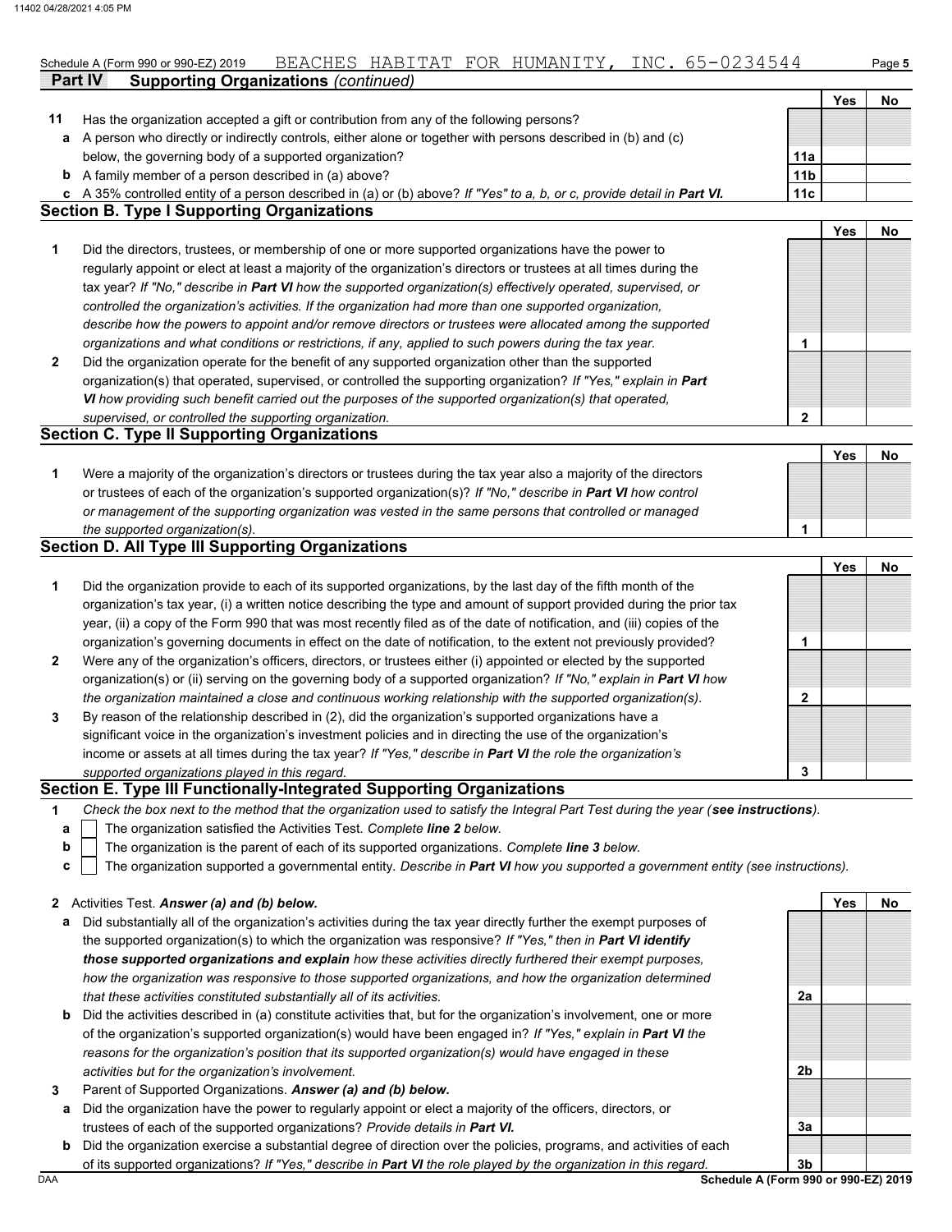Schedule A (Form 990 or 990-EZ) 2019 BEACHES HABITAT FOR HUMANITY, INC. 65-0234544

## Part IV Supporting Organizations *(continued)*

| | | | Yes | No |
|---|---|---|---|---|
| **11** | Has the organization accepted a gift or contribution from any of the following persons? | | | |
| **a** | A person who directly or indirectly controls, either alone or together with persons described in (b) and (c) below, the governing body of a supported organization? | 11a | | |
| **b** | A family member of a person described in (a) above? | 11b | | |
| **c** | A 35% controlled entity of a person described in (a) or (b) above? *If "Yes" to a, b, or c, provide detail in **Part VI.*** | 11c | | |

### Section B. Type I Supporting Organizations

| | | | Yes | No |
|---|---|---|---|---|
| **1** | Did the directors, trustees, or membership of one or more supported organizations have the power to regularly appoint or elect at least a majority of the organization's directors or trustees at all times during the tax year? *If "No," describe in **Part VI** how the supported organization(s) effectively operated, supervised, or controlled the organization's activities. If the organization had more than one supported organization, describe how the powers to appoint and/or remove directors or trustees were allocated among the supported organizations and what conditions or restrictions, if any, applied to such powers during the tax year.* | 1 | | |
| **2** | Did the organization operate for the benefit of any supported organization other than the supported organization(s) that operated, supervised, or controlled the supporting organization? *If "Yes," explain in **Part VI** how providing such benefit carried out the purposes of the supported organization(s) that operated, supervised, or controlled the supporting organization.* | 2 | | |

### Section C. Type II Supporting Organizations

| | | | Yes | No |
|---|---|---|---|---|
| **1** | Were a majority of the organization's directors or trustees during the tax year also a majority of the directors or trustees of each of the organization's supported organization(s)? *If "No," describe in **Part VI** how control or management of the supporting organization was vested in the same persons that controlled or managed the supported organization(s).* | 1 | | |

### Section D. All Type III Supporting Organizations

| | | | Yes | No |
|---|---|---|---|---|
| **1** | Did the organization provide to each of its supported organizations, by the last day of the fifth month of the organization's tax year, (i) a written notice describing the type and amount of support provided during the prior tax year, (ii) a copy of the Form 990 that was most recently filed as of the date of notification, and (iii) copies of the organization's governing documents in effect on the date of notification, to the extent not previously provided? | 1 | | |
| **2** | Were any of the organization's officers, directors, or trustees either (i) appointed or elected by the supported organization(s) or (ii) serving on the governing body of a supported organization? *If "No," explain in **Part VI** how the organization maintained a close and continuous working relationship with the supported organization(s).* | 2 | | |
| **3** | By reason of the relationship described in (2), did the organization's supported organizations have a significant voice in the organization's investment policies and in directing the use of the organization's income or assets at all times during the tax year? *If "Yes," describe in **Part VI** the role the organization's supported organizations played in this regard.* | 3 | | |

### Section E. Type III Functionally-Integrated Supporting Organizations

**1** *Check the box next to the method that the organization used to satisfy the Integral Part Test during the year (**see instructions**).*

- **a** ☐ The organization satisfied the Activities Test. *Complete **line 2** below.*
- **b** ☐ The organization is the parent of each of its supported organizations. *Complete **line 3** below.*
- **c** ☐ The organization supported a governmental entity. *Describe in **Part VI** how you supported a government entity (see instructions).*

| | | | Yes | No |
|---|---|---|---|---|
| **2** | Activities Test. ***Answer (a) and (b) below.*** | | | |
| **a** | Did substantially all of the organization's activities during the tax year directly further the exempt purposes of the supported organization(s) to which the organization was responsive? *If "Yes," then in **Part VI identify those supported organizations and explain** how these activities directly furthered their exempt purposes, how the organization was responsive to those supported organizations, and how the organization determined that these activities constituted substantially all of its activities.* | 2a | | |
| **b** | Did the activities described in (a) constitute activities that, but for the organization's involvement, one or more of the organization's supported organization(s) would have been engaged in? *If "Yes," explain in **Part VI** the reasons for the organization's position that its supported organization(s) would have engaged in these activities but for the organization's involvement.* | 2b | | |
| **3** | Parent of Supported Organizations. ***Answer (a) and (b) below.*** | | | |
| **a** | Did the organization have the power to regularly appoint or elect a majority of the officers, directors, or trustees of each of the supported organizations? *Provide details in **Part VI.*** | 3a | | |
| **b** | Did the organization exercise a substantial degree of direction over the policies, programs, and activities of each of its supported organizations? *If "Yes," describe in **Part VI** the role played by the organization in this regard.* | 3b | | |

**Schedule A (Form 990 or 990-EZ) 2019**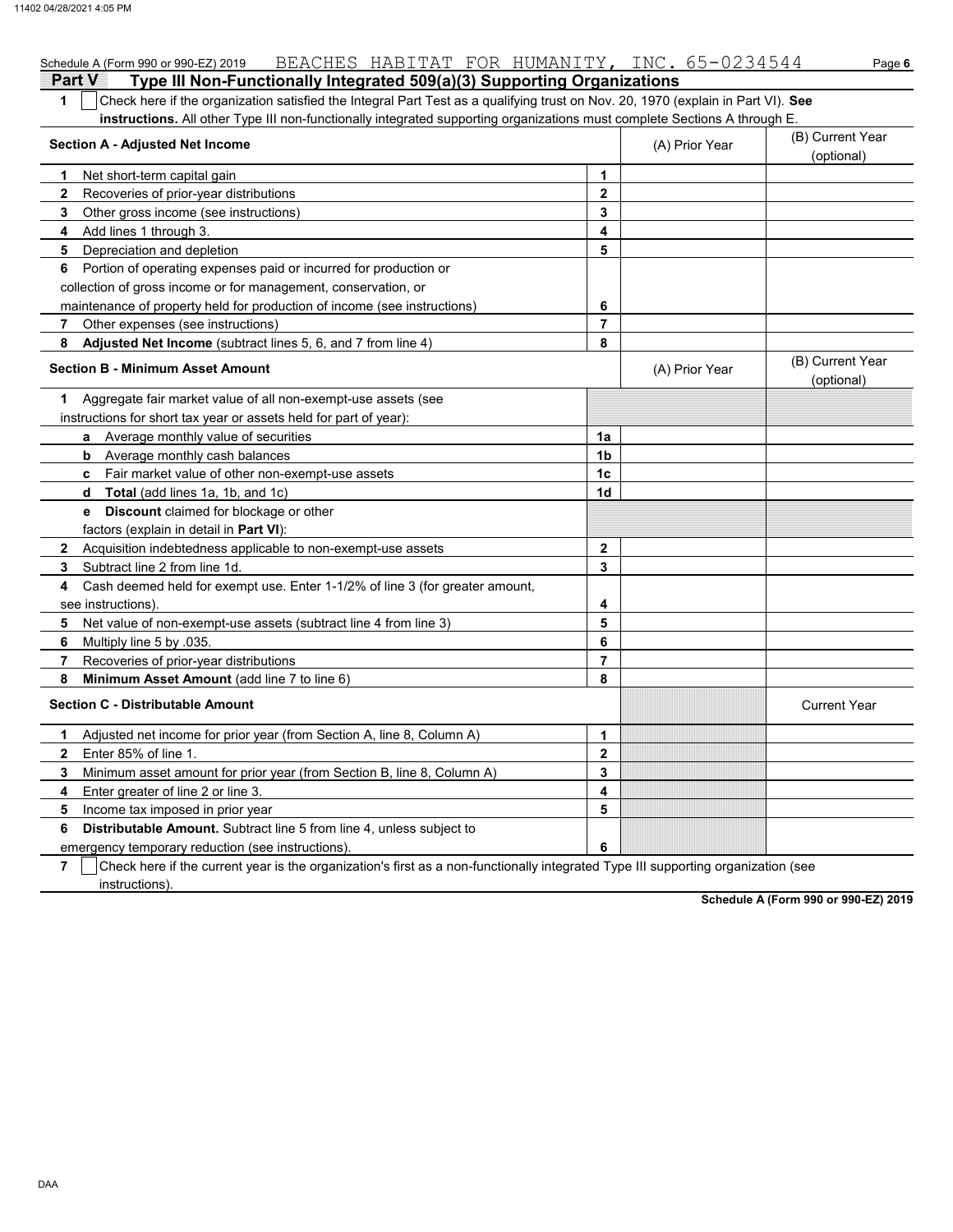Schedule A (Form 990 or 990-EZ) 2019 BEACHES HABITAT FOR HUMANITY, INC. 65-0234544 Page **6**

## Part V — Type III Non-Functionally Integrated 509(a)(3) Supporting Organizations

**1** ☐ Check here if the organization satisfied the Integral Part Test as a qualifying trust on Nov. 20, 1970 (explain in Part VI). **See instructions.** All other Type III non-functionally integrated supporting organizations must complete Sections A through E.

| **Section A - Adjusted Net Income** | | (A) Prior Year | (B) Current Year (optional) |
|---|---|---|---|
| **1** Net short-term capital gain | **1** | | |
| **2** Recoveries of prior-year distributions | **2** | | |
| **3** Other gross income (see instructions) | **3** | | |
| **4** Add lines 1 through 3. | **4** | | |
| **5** Depreciation and depletion | **5** | | |
| **6** Portion of operating expenses paid or incurred for production or collection of gross income or for management, conservation, or maintenance of property held for production of income (see instructions) | **6** | | |
| **7** Other expenses (see instructions) | **7** | | |
| **8** **Adjusted Net Income** (subtract lines 5, 6, and 7 from line 4) | **8** | | |

| **Section B - Minimum Asset Amount** | | (A) Prior Year | (B) Current Year (optional) |
|---|---|---|---|
| **1** Aggregate fair market value of all non-exempt-use assets (see instructions for short tax year or assets held for part of year): | | | |
| **a** Average monthly value of securities | **1a** | | |
| **b** Average monthly cash balances | **1b** | | |
| **c** Fair market value of other non-exempt-use assets | **1c** | | |
| **d** **Total** (add lines 1a, 1b, and 1c) | **1d** | | |
| **e** **Discount** claimed for blockage or other factors (explain in detail in **Part VI**): | | | |
| **2** Acquisition indebtedness applicable to non-exempt-use assets | **2** | | |
| **3** Subtract line 2 from line 1d. | **3** | | |
| **4** Cash deemed held for exempt use. Enter 1-1/2% of line 3 (for greater amount, see instructions). | **4** | | |
| **5** Net value of non-exempt-use assets (subtract line 4 from line 3) | **5** | | |
| **6** Multiply line 5 by .035. | **6** | | |
| **7** Recoveries of prior-year distributions | **7** | | |
| **8** **Minimum Asset Amount** (add line 7 to line 6) | **8** | | |

| **Section C - Distributable Amount** | | | Current Year |
|---|---|---|---|
| **1** Adjusted net income for prior year (from Section A, line 8, Column A) | **1** | | |
| **2** Enter 85% of line 1. | **2** | | |
| **3** Minimum asset amount for prior year (from Section B, line 8, Column A) | **3** | | |
| **4** Enter greater of line 2 or line 3. | **4** | | |
| **5** Income tax imposed in prior year | **5** | | |
| **6** **Distributable Amount.** Subtract line 5 from line 4, unless subject to emergency temporary reduction (see instructions). | **6** | | |

**7** ☐ Check here if the current year is the organization's first as a non-functionally integrated Type III supporting organization (see instructions).

**Schedule A (Form 990 or 990-EZ) 2019**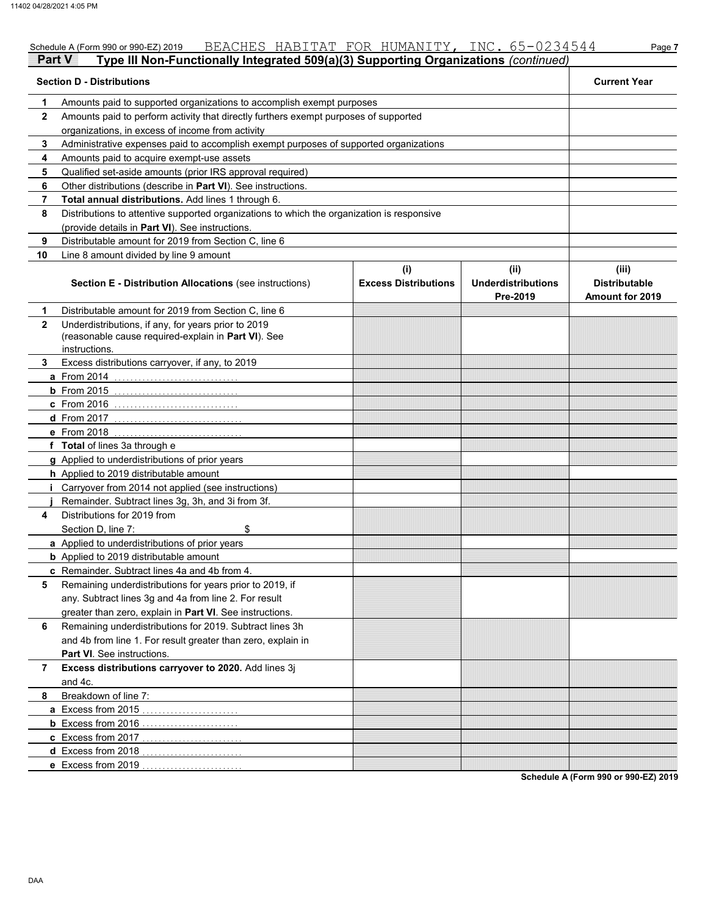Schedule A (Form 990 or 990-EZ) 2019 BEACHES HABITAT FOR HUMANITY, INC. 65-0234544

## Part V Type III Non-Functionally Integrated 509(a)(3) Supporting Organizations *(continued)*

| | Section D - Distributions | Current Year |
|---|---|---|
| 1 | Amounts paid to supported organizations to accomplish exempt purposes | |
| 2 | Amounts paid to perform activity that directly furthers exempt purposes of supported organizations, in excess of income from activity | |
| 3 | Administrative expenses paid to accomplish exempt purposes of supported organizations | |
| 4 | Amounts paid to acquire exempt-use assets | |
| 5 | Qualified set-aside amounts (prior IRS approval required) | |
| 6 | Other distributions (describe in **Part VI**). See instructions. | |
| 7 | **Total annual distributions.** Add lines 1 through 6. | |
| 8 | Distributions to attentive supported organizations to which the organization is responsive (provide details in **Part VI**). See instructions. | |
| 9 | Distributable amount for 2019 from Section C, line 6 | |
| 10 | Line 8 amount divided by line 9 amount | |

| | Section E - Distribution Allocations (see instructions) | (i) Excess Distributions | (ii) Underdistributions Pre-2019 | (iii) Distributable Amount for 2019 |
|---|---|---|---|---|
| 1 | Distributable amount for 2019 from Section C, line 6 | | | |
| 2 | Underdistributions, if any, for years prior to 2019 (reasonable cause required-explain in **Part VI**). See instructions. | | | |
| 3 | Excess distributions carryover, if any, to 2019 | | | |
| a | From 2014 | | | |
| b | From 2015 | | | |
| c | From 2016 | | | |
| d | From 2017 | | | |
| e | From 2018 | | | |
| f | **Total** of lines 3a through e | | | |
| g | Applied to underdistributions of prior years | | | |
| h | Applied to 2019 distributable amount | | | |
| i | Carryover from 2014 not applied (see instructions) | | | |
| j | Remainder. Subtract lines 3g, 3h, and 3i from 3f. | | | |
| 4 | Distributions for 2019 from Section D, line 7: $ | | | |
| a | Applied to underdistributions of prior years | | | |
| b | Applied to 2019 distributable amount | | | |
| c | Remainder. Subtract lines 4a and 4b from 4. | | | |
| 5 | Remaining underdistributions for years prior to 2019, if any. Subtract lines 3g and 4a from line 2. For result greater than zero, explain in **Part VI**. See instructions. | | | |
| 6 | Remaining underdistributions for 2019. Subtract lines 3h and 4b from line 1. For result greater than zero, explain in **Part VI**. See instructions. | | | |
| 7 | **Excess distributions carryover to 2020.** Add lines 3j and 4c. | | | |
| 8 | Breakdown of line 7: | | | |
| a | Excess from 2015 | | | |
| b | Excess from 2016 | | | |
| c | Excess from 2017 | | | |
| d | Excess from 2018 | | | |
| e | Excess from 2019 | | | |

Schedule A (Form 990 or 990-EZ) 2019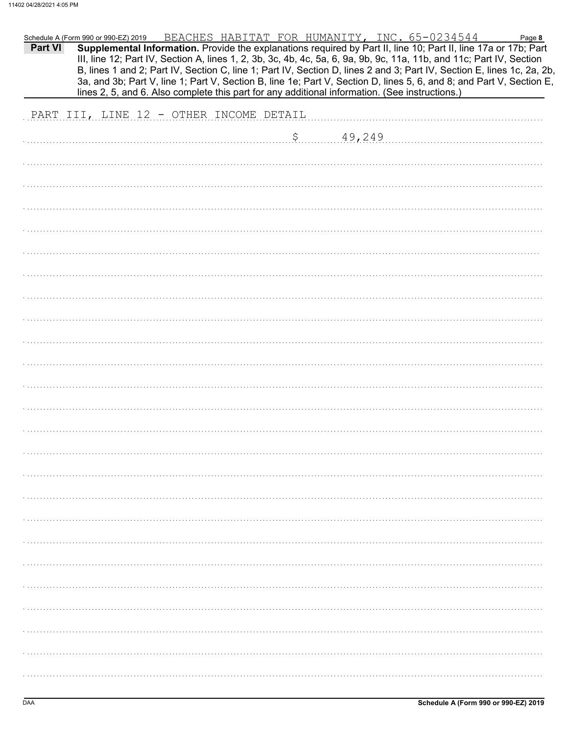Schedule A (Form 990 or 990-EZ) 2019 BEACHES HABITAT FOR HUMANITY, INC. 65-0234544 Page **8**

**Part VI** **Supplemental Information.** Provide the explanations required by Part II, line 10; Part II, line 17a or 17b; Part III, line 12; Part IV, Section A, lines 1, 2, 3b, 3c, 4b, 4c, 5a, 6, 9a, 9b, 9c, 11a, 11b, and 11c; Part IV, Section B, lines 1 and 2; Part IV, Section C, line 1; Part IV, Section D, lines 2 and 3; Part IV, Section E, lines 1c, 2a, 2b, 3a, and 3b; Part V, line 1; Part V, Section B, line 1e; Part V, Section D, lines 5, 6, and 8; and Part V, Section E, lines 2, 5, and 6. Also complete this part for any additional information. (See instructions.)

PART III, LINE 12 - OTHER INCOME DETAIL

$ 49,249

Schedule A (Form 990 or 990-EZ) 2019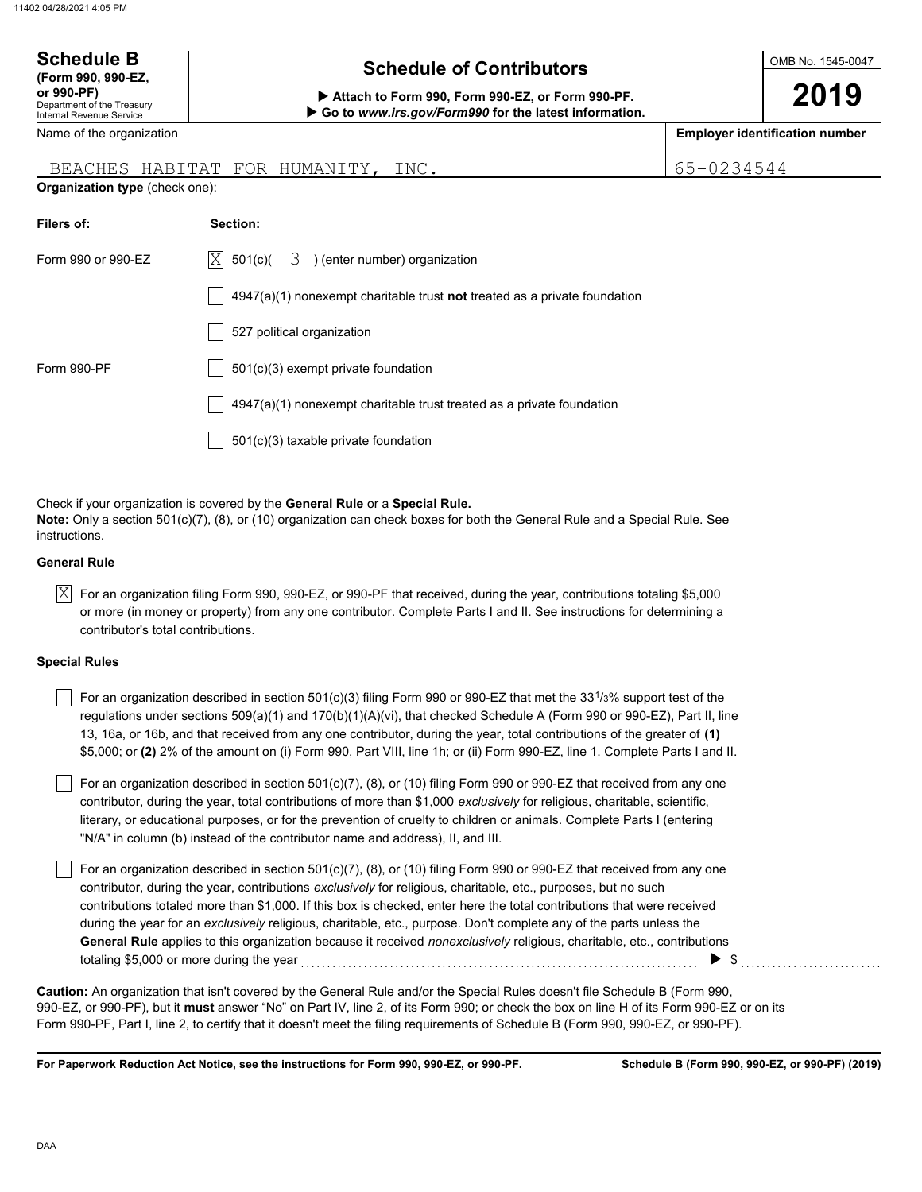# Schedule B

**(Form 990, 990-EZ, or 990-PF)**

Department of the Treasury
Internal Revenue Service

## Schedule of Contributors

▶ **Attach to Form 990, Form 990-EZ, or Form 990-PF.**
▶ **Go to *www.irs.gov/Form990* for the latest information.**

OMB No. 1545-0047

**2019**

| Name of the organization | Employer identification number |
| --- | --- |
| BEACHES HABITAT FOR HUMANITY, INC. | 65-0234544 |

**Organization type** (check one):

| Filers of: | Section: |
| --- | --- |
| Form 990 or 990-EZ | ☒ 501(c)( 3 ) (enter number) organization |
| | ☐ 4947(a)(1) nonexempt charitable trust **not** treated as a private foundation |
| | ☐ 527 political organization |
| Form 990-PF | ☐ 501(c)(3) exempt private foundation |
| | ☐ 4947(a)(1) nonexempt charitable trust treated as a private foundation |
| | ☐ 501(c)(3) taxable private foundation |

Check if your organization is covered by the **General Rule** or a **Special Rule.**
**Note:** Only a section 501(c)(7), (8), or (10) organization can check boxes for both the General Rule and a Special Rule. See instructions.

**General Rule**

☒ For an organization filing Form 990, 990-EZ, or 990-PF that received, during the year, contributions totaling $5,000 or more (in money or property) from any one contributor. Complete Parts I and II. See instructions for determining a contributor's total contributions.

**Special Rules**

☐ For an organization described in section 501(c)(3) filing Form 990 or 990-EZ that met the $33\frac{1}{3}$% support test of the regulations under sections 509(a)(1) and 170(b)(1)(A)(vi), that checked Schedule A (Form 990 or 990-EZ), Part II, line 13, 16a, or 16b, and that received from any one contributor, during the year, total contributions of the greater of **(1)** $5,000; or **(2)** 2% of the amount on (i) Form 990, Part VIII, line 1h; or (ii) Form 990-EZ, line 1. Complete Parts I and II.

☐ For an organization described in section 501(c)(7), (8), or (10) filing Form 990 or 990-EZ that received from any one contributor, during the year, total contributions of more than $1,000 *exclusively* for religious, charitable, scientific, literary, or educational purposes, or for the prevention of cruelty to children or animals. Complete Parts I (entering "N/A" in column (b) instead of the contributor name and address), II, and III.

☐ For an organization described in section 501(c)(7), (8), or (10) filing Form 990 or 990-EZ that received from any one contributor, during the year, contributions *exclusively* for religious, charitable, etc., purposes, but no such contributions totaled more than $1,000. If this box is checked, enter here the total contributions that were received during the year for an *exclusively* religious, charitable, etc., purpose. Don't complete any of the parts unless the **General Rule** applies to this organization because it received *nonexclusively* religious, charitable, etc., contributions totaling $5,000 or more during the year ▶ $ ..........

**Caution:** An organization that isn't covered by the General Rule and/or the Special Rules doesn't file Schedule B (Form 990, 990-EZ, or 990-PF), but it **must** answer "No" on Part IV, line 2, of its Form 990; or check the box on line H of its Form 990-EZ or on its Form 990-PF, Part I, line 2, to certify that it doesn't meet the filing requirements of Schedule B (Form 990, 990-EZ, or 990-PF).

**For Paperwork Reduction Act Notice, see the instructions for Form 990, 990-EZ, or 990-PF.** **Schedule B (Form 990, 990-EZ, or 990-PF) (2019)**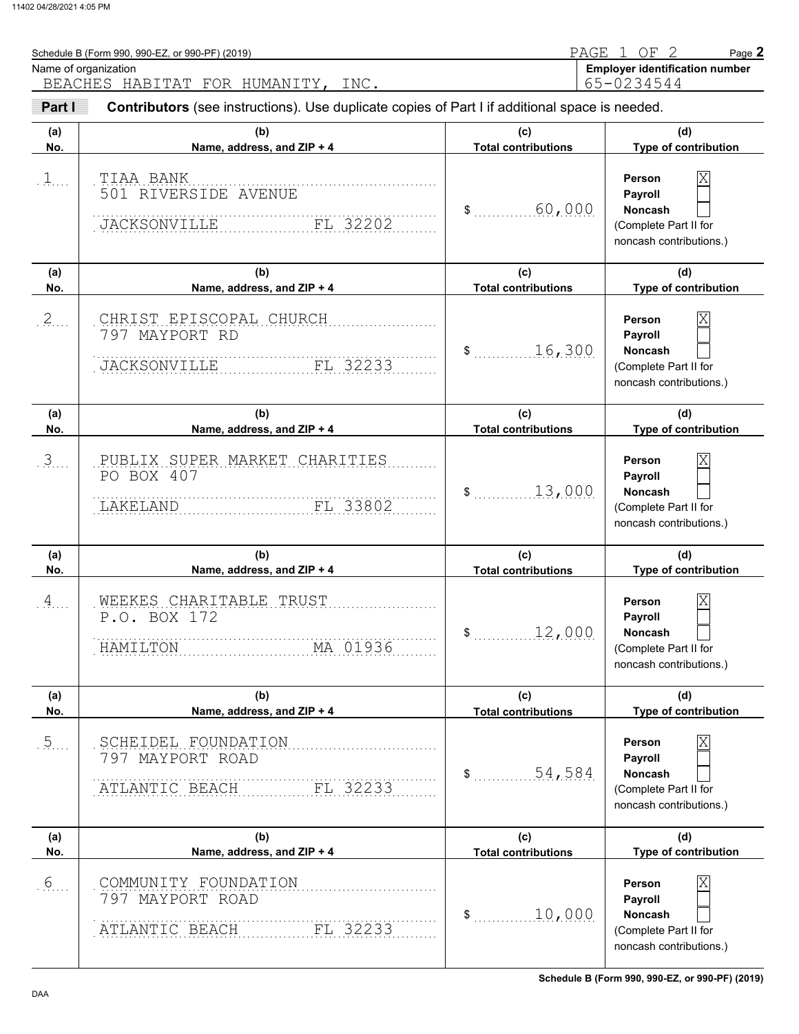Schedule B (Form 990, 990-EZ, or 990-PF) (2019)

PAGE 1 OF 2

Name of organization: BEACHES HABITAT FOR HUMANITY, INC.

**Employer identification number**: 65-0234544

**Part I** **Contributors** (see instructions). Use duplicate copies of Part I if additional space is needed.

| (a) No. | (b) Name, address, and ZIP + 4 | (c) Total contributions | (d) Type of contribution |
|---|---|---|---|
| 1 | TIAA BANK<br>501 RIVERSIDE AVENUE<br>JACKSONVILLE FL 32202 | $ 60,000 | Person [X]<br>Payroll [ ]<br>Noncash [ ]<br>(Complete Part II for noncash contributions.) |
| 2 | CHRIST EPISCOPAL CHURCH<br>797 MAYPORT RD<br>JACKSONVILLE FL 32233 | $ 16,300 | Person [X]<br>Payroll [ ]<br>Noncash [ ]<br>(Complete Part II for noncash contributions.) |
| 3 | PUBLIX SUPER MARKET CHARITIES<br>PO BOX 407<br>LAKELAND FL 33802 | $ 13,000 | Person [X]<br>Payroll [ ]<br>Noncash [ ]<br>(Complete Part II for noncash contributions.) |
| 4 | WEEKES CHARITABLE TRUST<br>P.O. BOX 172<br>HAMILTON MA 01936 | $ 12,000 | Person [X]<br>Payroll [ ]<br>Noncash [ ]<br>(Complete Part II for noncash contributions.) |
| 5 | SCHEIDEL FOUNDATION<br>797 MAYPORT ROAD<br>ATLANTIC BEACH FL 32233 | $ 54,584 | Person [X]<br>Payroll [ ]<br>Noncash [ ]<br>(Complete Part II for noncash contributions.) |
| 6 | COMMUNITY FOUNDATION<br>797 MAYPORT ROAD<br>ATLANTIC BEACH FL 32233 | $ 10,000 | Person [X]<br>Payroll [ ]<br>Noncash [ ]<br>(Complete Part II for noncash contributions.) |

Schedule B (Form 990, 990-EZ, or 990-PF) (2019)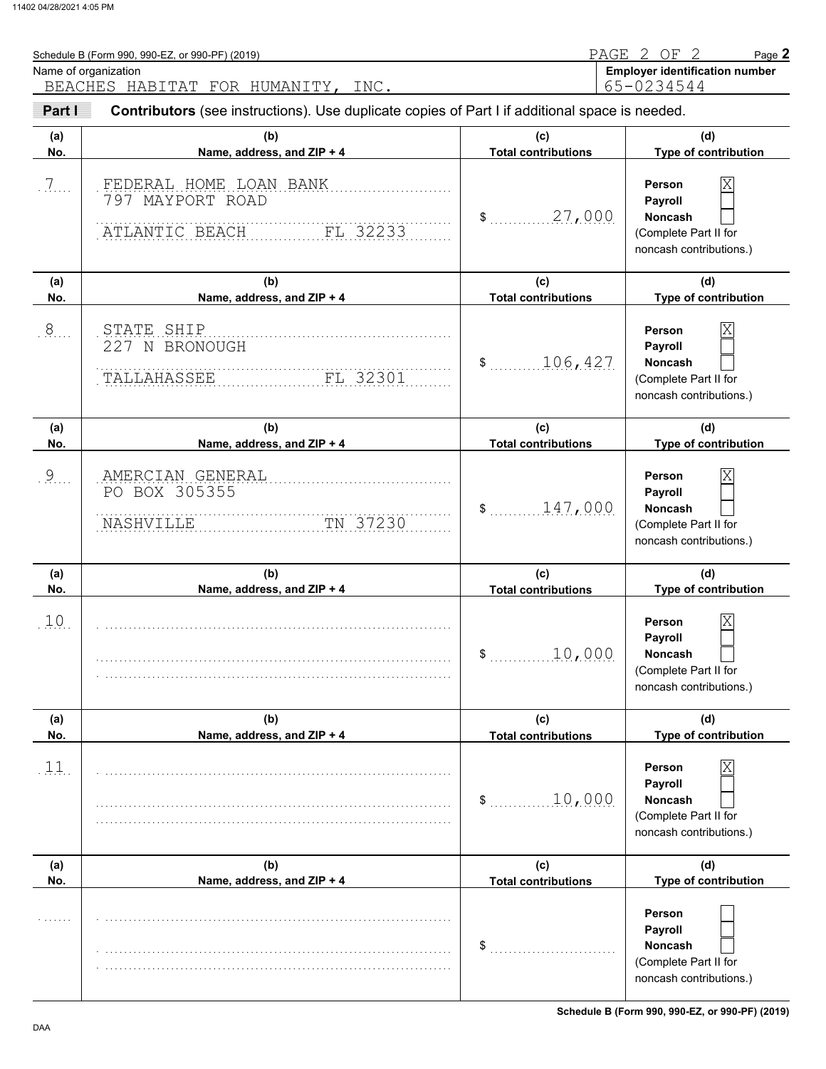Schedule B (Form 990, 990-EZ, or 990-PF) (2019)

Name of organization: BEACHES HABITAT FOR HUMANITY, INC.

Employer identification number: 65-0234544

**Part I** **Contributors** (see instructions). Use duplicate copies of Part I if additional space is needed.

| (a) No. | (b) Name, address, and ZIP + 4 | (c) Total contributions | (d) Type of contribution |
|---|---|---|---|
| 7 | FEDERAL HOME LOAN BANK<br>797 MAYPORT ROAD<br>ATLANTIC BEACH FL 32233 | $ 27,000 | Person [X] Payroll [ ] Noncash [ ] (Complete Part II for noncash contributions.) |
| 8 | STATE SHIP<br>227 N BRONOUGH<br>TALLAHASSEE FL 32301 | $ 106,427 | Person [X] Payroll [ ] Noncash [ ] (Complete Part II for noncash contributions.) |
| 9 | AMERCIAN GENERAL<br>PO BOX 305355<br>NASHVILLE TN 37230 | $ 147,000 | Person [X] Payroll [ ] Noncash [ ] (Complete Part II for noncash contributions.) |
| 10 | | $ 10,000 | Person [X] Payroll [ ] Noncash [ ] (Complete Part II for noncash contributions.) |
| 11 | | $ 10,000 | Person [X] Payroll [ ] Noncash [ ] (Complete Part II for noncash contributions.) |
| | | $ | Person [ ] Payroll [ ] Noncash [ ] (Complete Part II for noncash contributions.) |

Schedule B (Form 990, 990-EZ, or 990-PF) (2019)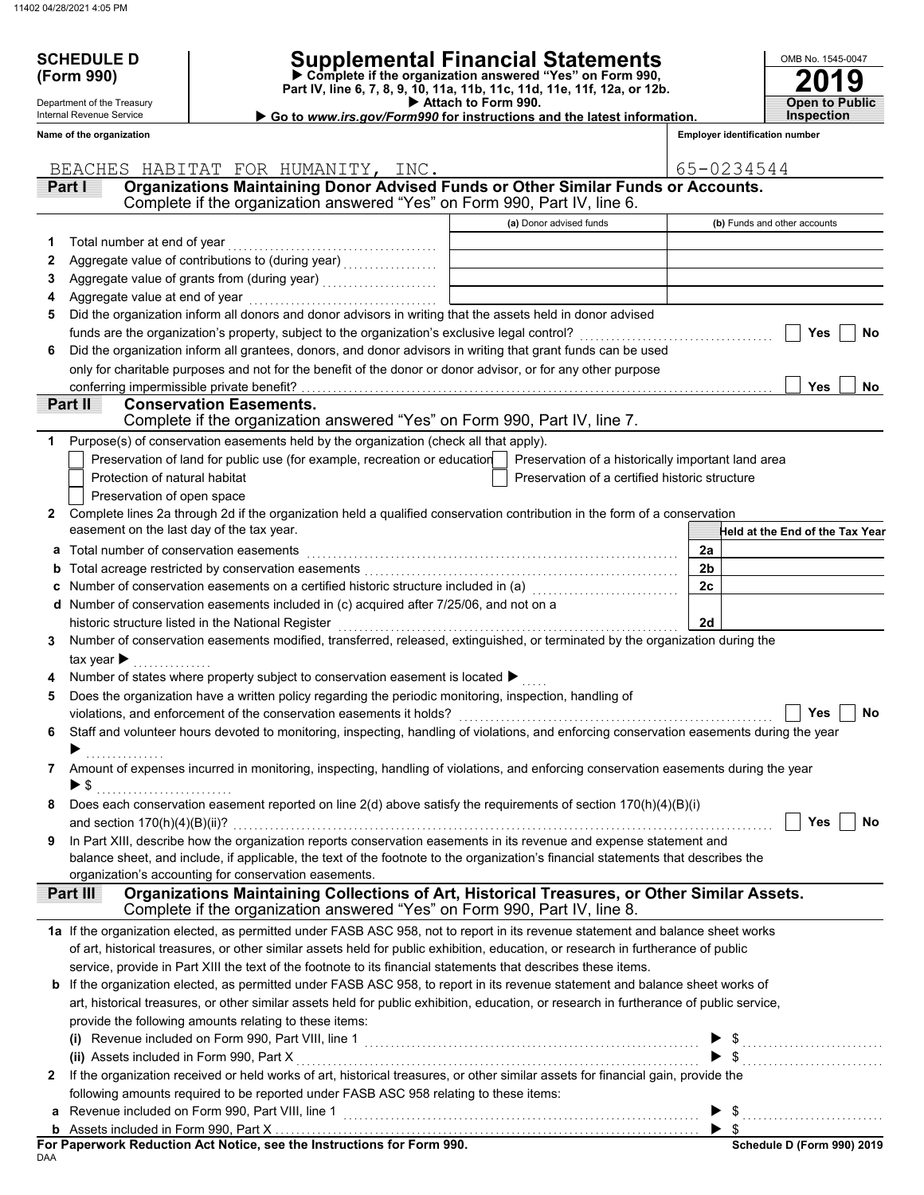# SCHEDULE D (Form 990)

Department of the Treasury
Internal Revenue Service

# Supplemental Financial Statements

▶ Complete if the organization answered "Yes" on Form 990, Part IV, line 6, 7, 8, 9, 10, 11a, 11b, 11c, 11d, 11e, 11f, 12a, or 12b.
▶ Attach to Form 990.
▶ Go to *www.irs.gov/Form990* for instructions and the latest information.

OMB No. 1545-0047

**2019**

**Open to Public Inspection**

**Name of the organization:** BEACHES HABITAT FOR HUMANITY, INC.

**Employer identification number:** 65-0234544

## Part I — Organizations Maintaining Donor Advised Funds or Other Similar Funds or Accounts.
Complete if the organization answered "Yes" on Form 990, Part IV, line 6.

| | | (a) Donor advised funds | (b) Funds and other accounts |
|---|---|---|---|
| 1 | Total number at end of year | | |
| 2 | Aggregate value of contributions to (during year) | | |
| 3 | Aggregate value of grants from (during year) | | |
| 4 | Aggregate value at end of year | | |

5 Did the organization inform all donors and donor advisors in writing that the assets held in donor advised funds are the organization's property, subject to the organization's exclusive legal control? ☐ Yes ☐ No

6 Did the organization inform all grantees, donors, and donor advisors in writing that grant funds can be used only for charitable purposes and not for the benefit of the donor or donor advisor, or for any other purpose conferring impermissible private benefit? ☐ Yes ☐ No

## Part II — Conservation Easements.
Complete if the organization answered "Yes" on Form 990, Part IV, line 7.

1 Purpose(s) of conservation easements held by the organization (check all that apply).

- ☐ Preservation of land for public use (for example, recreation or education)
- ☐ Preservation of a historically important land area
- ☐ Protection of natural habitat
- ☐ Preservation of a certified historic structure
- ☐ Preservation of open space

2 Complete lines 2a through 2d if the organization held a qualified conservation contribution in the form of a conservation easement on the last day of the tax year.

| | | | Held at the End of the Tax Year |
|---|---|---|---|
| a | Total number of conservation easements | 2a | |
| b | Total acreage restricted by conservation easements | 2b | |
| c | Number of conservation easements on a certified historic structure included in (a) | 2c | |
| d | Number of conservation easements included in (c) acquired after 7/25/06, and not on a historic structure listed in the National Register | 2d | |

3 Number of conservation easements modified, transferred, released, extinguished, or terminated by the organization during the tax year ▶

4 Number of states where property subject to conservation easement is located ▶

5 Does the organization have a written policy regarding the periodic monitoring, inspection, handling of violations, and enforcement of the conservation easements it holds? ☐ Yes ☐ No

6 Staff and volunteer hours devoted to monitoring, inspecting, handling of violations, and enforcing conservation easements during the year ▶

7 Amount of expenses incurred in monitoring, inspecting, handling of violations, and enforcing conservation easements during the year ▶ $

8 Does each conservation easement reported on line 2(d) above satisfy the requirements of section 170(h)(4)(B)(i) and section 170(h)(4)(B)(ii)? ☐ Yes ☐ No

9 In Part XIII, describe how the organization reports conservation easements in its revenue and expense statement and balance sheet, and include, if applicable, the text of the footnote to the organization's financial statements that describes the organization's accounting for conservation easements.

## Part III — Organizations Maintaining Collections of Art, Historical Treasures, or Other Similar Assets.
Complete if the organization answered "Yes" on Form 990, Part IV, line 8.

1a If the organization elected, as permitted under FASB ASC 958, not to report in its revenue statement and balance sheet works of art, historical treasures, or other similar assets held for public exhibition, education, or research in furtherance of public service, provide in Part XIII the text of the footnote to its financial statements that describes these items.

b If the organization elected, as permitted under FASB ASC 958, to report in its revenue statement and balance sheet works of art, historical treasures, or other similar assets held for public exhibition, education, or research in furtherance of public service, provide the following amounts relating to these items:

(i) Revenue included on Form 990, Part VIII, line 1 ▶ $

(ii) Assets included in Form 990, Part X ▶ $

2 If the organization received or held works of art, historical treasures, or other similar assets for financial gain, provide the following amounts required to be reported under FASB ASC 958 relating to these items:

a Revenue included on Form 990, Part VIII, line 1 ▶ $

b Assets included in Form 990, Part X ▶ $

**For Paperwork Reduction Act Notice, see the Instructions for Form 990.**

DAA

**Schedule D (Form 990) 2019**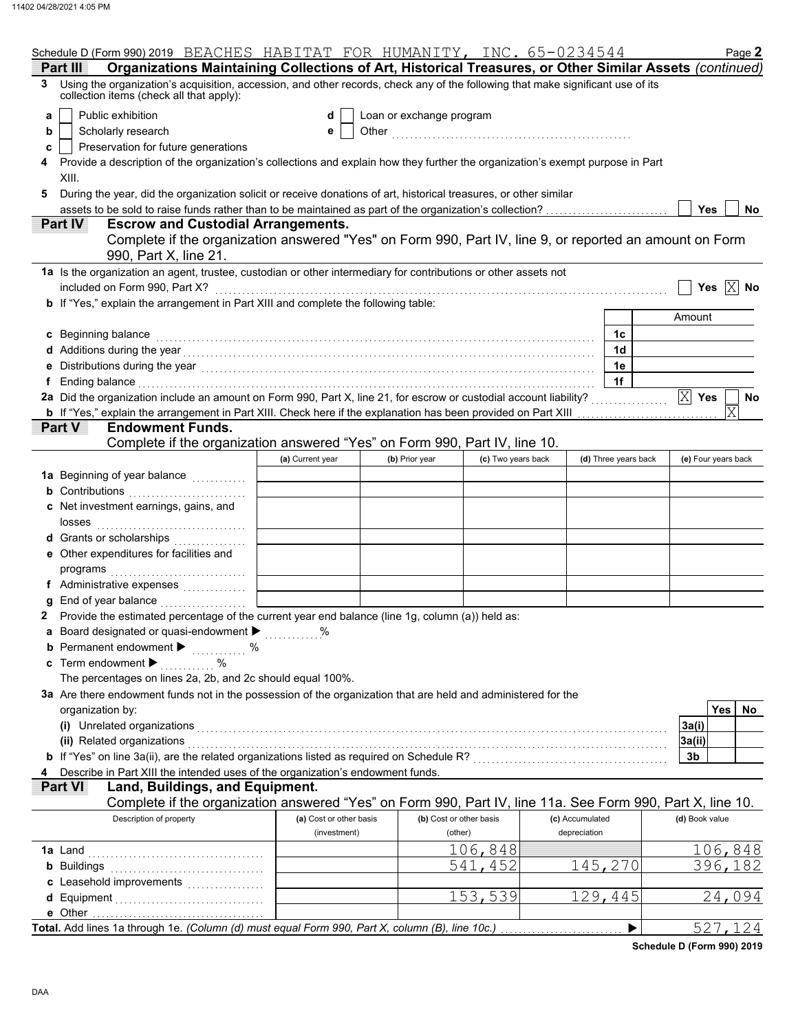Schedule D (Form 990) 2019 BEACHES HABITAT FOR HUMANITY, INC. 65-0234544 Page **2**

## Part III Organizations Maintaining Collections of Art, Historical Treasures, or Other Similar Assets *(continued)*

**3** Using the organization's acquisition, accession, and other records, check any of the following that make significant use of its collection items (check all that apply):

- **a** [ ] Public exhibition
- **b** [ ] Scholarly research
- **c** [ ] Preservation for future generations
- **d** [ ] Loan or exchange program
- **e** [ ] Other

**4** Provide a description of the organization's collections and explain how they further the organization's exempt purpose in Part XIII.

**5** During the year, did the organization solicit or receive donations of art, historical treasures, or other similar assets to be sold to raise funds rather than to be maintained as part of the organization's collection? [ ] Yes [ ] No

## Part IV Escrow and Custodial Arrangements.

Complete if the organization answered "Yes" on Form 990, Part IV, line 9, or reported an amount on Form 990, Part X, line 21.

**1a** Is the organization an agent, trustee, custodian or other intermediary for contributions or other assets not included on Form 990, Part X? [ ] Yes [X] No

**b** If "Yes," explain the arrangement in Part XIII and complete the following table:

| | | Amount |
|---|---|---|
| **c** Beginning balance | 1c | |
| **d** Additions during the year | 1d | |
| **e** Distributions during the year | 1e | |
| **f** Ending balance | 1f | |

**2a** Did the organization include an amount on Form 990, Part X, line 21, for escrow or custodial account liability? [X] Yes [ ] No

**b** If "Yes," explain the arrangement in Part XIII. Check here if the explanation has been provided on Part XIII [X]

## Part V Endowment Funds.

Complete if the organization answered "Yes" on Form 990, Part IV, line 10.

| | (a) Current year | (b) Prior year | (c) Two years back | (d) Three years back | (e) Four years back |
|---|---|---|---|---|---|
| **1a** Beginning of year balance | | | | | |
| **b** Contributions | | | | | |
| **c** Net investment earnings, gains, and losses | | | | | |
| **d** Grants or scholarships | | | | | |
| **e** Other expenditures for facilities and programs | | | | | |
| **f** Administrative expenses | | | | | |
| **g** End of year balance | | | | | |

**2** Provide the estimated percentage of the current year end balance (line 1g, column (a)) held as:

- **a** Board designated or quasi-endowment ▶ %
- **b** Permanent endowment ▶ %
- **c** Term endowment ▶ %

The percentages on lines 2a, 2b, and 2c should equal 100%.

**3a** Are there endowment funds not in the possession of the organization that are held and administered for the organization by:

| | | Yes | No |
|---|---|---|---|
| **(i)** Unrelated organizations | 3a(i) | | |
| **(ii)** Related organizations | 3a(ii) | | |
| **b** If "Yes" on line 3a(ii), are the related organizations listed as required on Schedule R? | 3b | | |

**4** Describe in Part XIII the intended uses of the organization's endowment funds.

## Part VI Land, Buildings, and Equipment.

Complete if the organization answered "Yes" on Form 990, Part IV, line 11a. See Form 990, Part X, line 10.

| Description of property | (a) Cost or other basis (investment) | (b) Cost or other basis (other) | (c) Accumulated depreciation | (d) Book value |
|---|---|---|---|---|
| **1a** Land | | 106,848 | | 106,848 |
| **b** Buildings | | 541,452 | 145,270 | 396,182 |
| **c** Leasehold improvements | | | | |
| **d** Equipment | | 153,539 | 129,445 | 24,094 |
| **e** Other | | | | |
| **Total.** Add lines 1a through 1e. *(Column (d) must equal Form 990, Part X, column (B), line 10c.)* ▶ | | | | 527,124 |

**Schedule D (Form 990) 2019**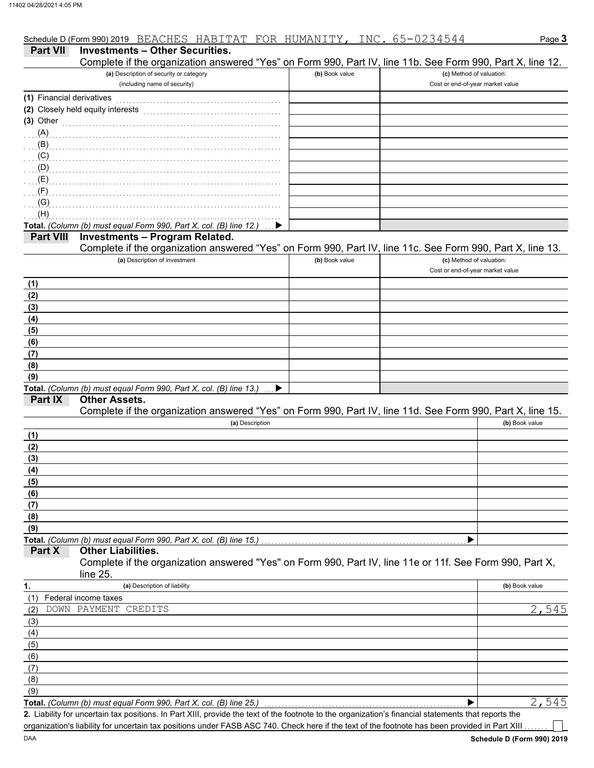Schedule D (Form 990) 2019 BEACHES HABITAT FOR HUMANITY, INC. 65-0234544 Page **3**

**Part VII Investments – Other Securities.**

Complete if the organization answered "Yes" on Form 990, Part IV, line 11b. See Form 990, Part X, line 12.

| (a) Description of security or category (including name of security) | (b) Book value | (c) Method of valuation: Cost or end-of-year market value |
|---|---|---|
| (1) Financial derivatives | | |
| (2) Closely held equity interests | | |
| (3) Other | | |
| (A) | | |
| (B) | | |
| (C) | | |
| (D) | | |
| (E) | | |
| (F) | | |
| (G) | | |
| (H) | | |
| **Total.** *(Column (b) must equal Form 990, Part X, col. (B) line 12.)* ▶ | | |

**Part VIII Investments – Program Related.**

Complete if the organization answered "Yes" on Form 990, Part IV, line 11c. See Form 990, Part X, line 13.

| (a) Description of investment | (b) Book value | (c) Method of valuation: Cost or end-of-year market value |
|---|---|---|
| (1) | | |
| (2) | | |
| (3) | | |
| (4) | | |
| (5) | | |
| (6) | | |
| (7) | | |
| (8) | | |
| (9) | | |
| **Total.** *(Column (b) must equal Form 990, Part X, col. (B) line 13.)* ▶ | | |

**Part IX Other Assets.**

Complete if the organization answered "Yes" on Form 990, Part IV, line 11d. See Form 990, Part X, line 15.

| (a) Description | (b) Book value |
|---|---|
| (1) | |
| (2) | |
| (3) | |
| (4) | |
| (5) | |
| (6) | |
| (7) | |
| (8) | |
| (9) | |
| **Total.** *(Column (b) must equal Form 990, Part X, col. (B) line 15.)* ▶ | |

**Part X Other Liabilities.**

Complete if the organization answered "Yes" on Form 990, Part IV, line 11e or 11f. See Form 990, Part X, line 25.

| 1. (a) Description of liability | (b) Book value |
|---|---|
| (1) Federal income taxes | |
| (2) DOWN PAYMENT CREDITS | 2,545 |
| (3) | |
| (4) | |
| (5) | |
| (6) | |
| (7) | |
| (8) | |
| (9) | |
| **Total.** *(Column (b) must equal Form 990, Part X, col. (B) line 25.)* ▶ | 2,545 |

**2.** Liability for uncertain tax positions. In Part XIII, provide the text of the footnote to the organization's financial statements that reports the organization's liability for uncertain tax positions under FASB ASC 740. Check here if the text of the footnote has been provided in Part XIII ☐

DAA **Schedule D (Form 990) 2019**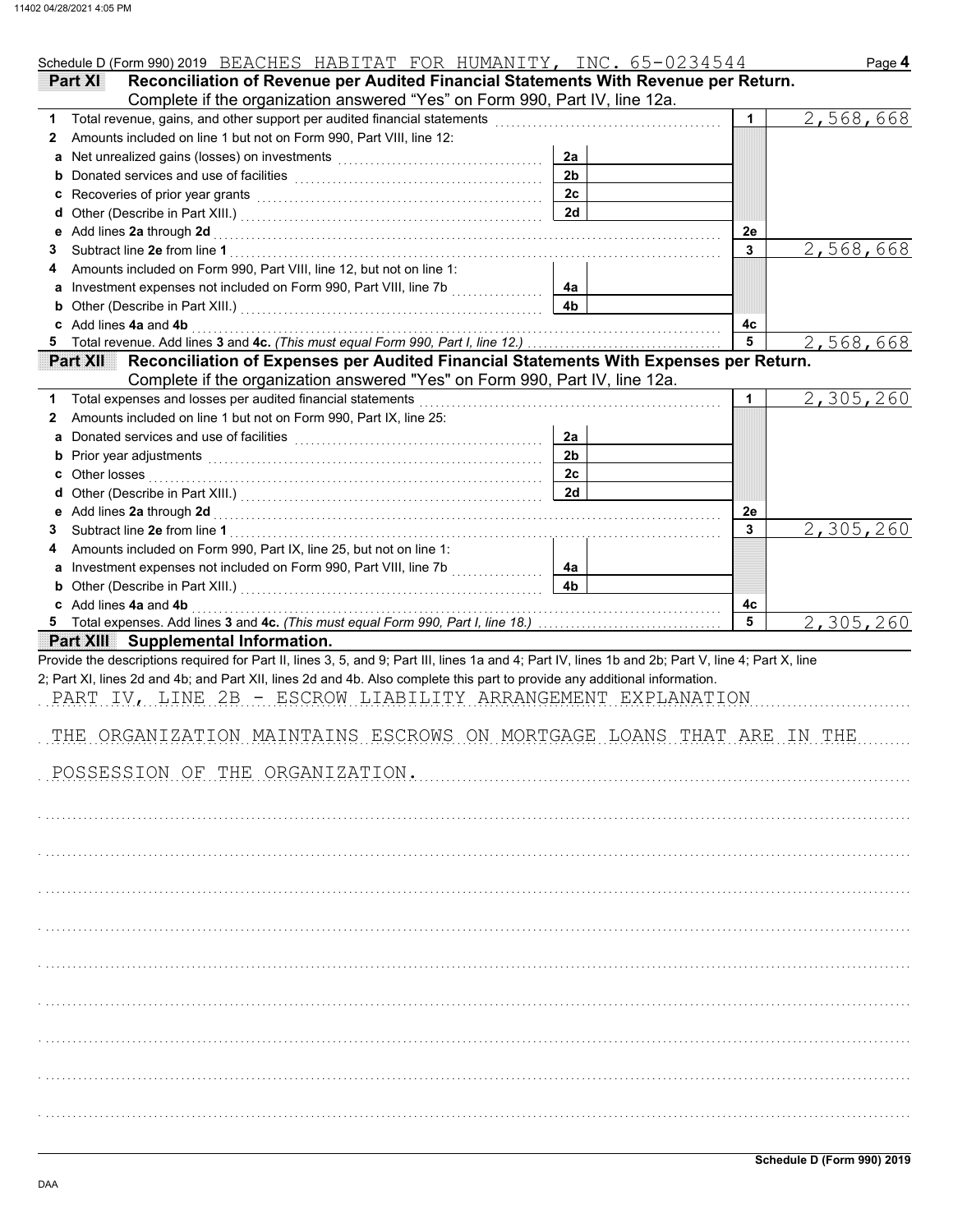Schedule D (Form 990) 2019 BEACHES HABITAT FOR HUMANITY, INC. 65-0234544 Page 4

**Part XI Reconciliation of Revenue per Audited Financial Statements With Revenue per Return.** Complete if the organization answered "Yes" on Form 990, Part IV, line 12a.

| | | | | | |
|---|---|---|---|---|---|
| 1 | Total revenue, gains, and other support per audited financial statements | | | 1 | 2,568,668 |
| 2 | Amounts included on line 1 but not on Form 990, Part VIII, line 12: | | | | |
| a | Net unrealized gains (losses) on investments | 2a | | | |
| b | Donated services and use of facilities | 2b | | | |
| c | Recoveries of prior year grants | 2c | | | |
| d | Other (Describe in Part XIII.) | 2d | | | |
| e | Add lines **2a** through **2d** | | | 2e | |
| 3 | Subtract line **2e** from line **1** | | | 3 | 2,568,668 |
| 4 | Amounts included on Form 990, Part VIII, line 12, but not on line 1: | | | | |
| a | Investment expenses not included on Form 990, Part VIII, line 7b | 4a | | | |
| b | Other (Describe in Part XIII.) | 4b | | | |
| c | Add lines **4a** and **4b** | | | 4c | |
| 5 | Total revenue. Add lines **3** and **4c.** *(This must equal Form 990, Part I, line 12.)* | | | 5 | 2,568,668 |

**Part XII Reconciliation of Expenses per Audited Financial Statements With Expenses per Return.** Complete if the organization answered "Yes" on Form 990, Part IV, line 12a.

| | | | | | |
|---|---|---|---|---|---|
| 1 | Total expenses and losses per audited financial statements | | | 1 | 2,305,260 |
| 2 | Amounts included on line 1 but not on Form 990, Part IX, line 25: | | | | |
| a | Donated services and use of facilities | 2a | | | |
| b | Prior year adjustments | 2b | | | |
| c | Other losses | 2c | | | |
| d | Other (Describe in Part XIII.) | 2d | | | |
| e | Add lines **2a** through **2d** | | | 2e | |
| 3 | Subtract line **2e** from line **1** | | | 3 | 2,305,260 |
| 4 | Amounts included on Form 990, Part IX, line 25, but not on line 1: | | | | |
| a | Investment expenses not included on Form 990, Part VIII, line 7b | 4a | | | |
| b | Other (Describe in Part XIII.) | 4b | | | |
| c | Add lines **4a** and **4b** | | | 4c | |
| 5 | Total expenses. Add lines **3** and **4c.** *(This must equal Form 990, Part I, line 18.)* | | | 5 | 2,305,260 |

**Part XIII Supplemental Information.**

Provide the descriptions required for Part II, lines 3, 5, and 9; Part III, lines 1a and 4; Part IV, lines 1b and 2b; Part V, line 4; Part X, line 2; Part XI, lines 2d and 4b; and Part XII, lines 2d and 4b. Also complete this part to provide any additional information.

PART IV, LINE 2B - ESCROW LIABILITY ARRANGEMENT EXPLANATION

THE ORGANIZATION MAINTAINS ESCROWS ON MORTGAGE LOANS THAT ARE IN THE POSSESSION OF THE ORGANIZATION.

Schedule D (Form 990) 2019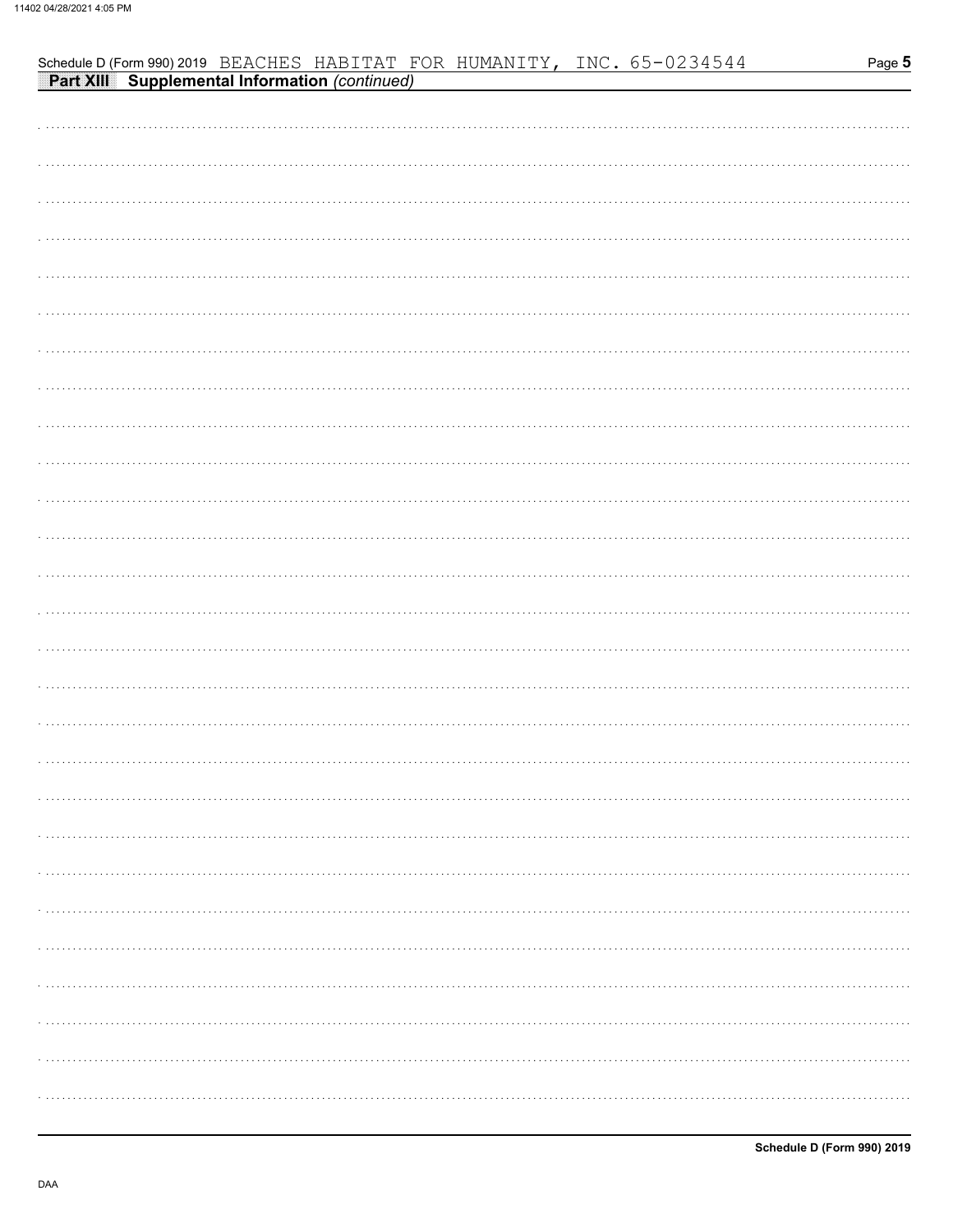Schedule D (Form 990) 2019 BEACHES HABITAT FOR HUMANITY, INC. 65-0234544

**Part XIII Supplemental Information** *(continued)*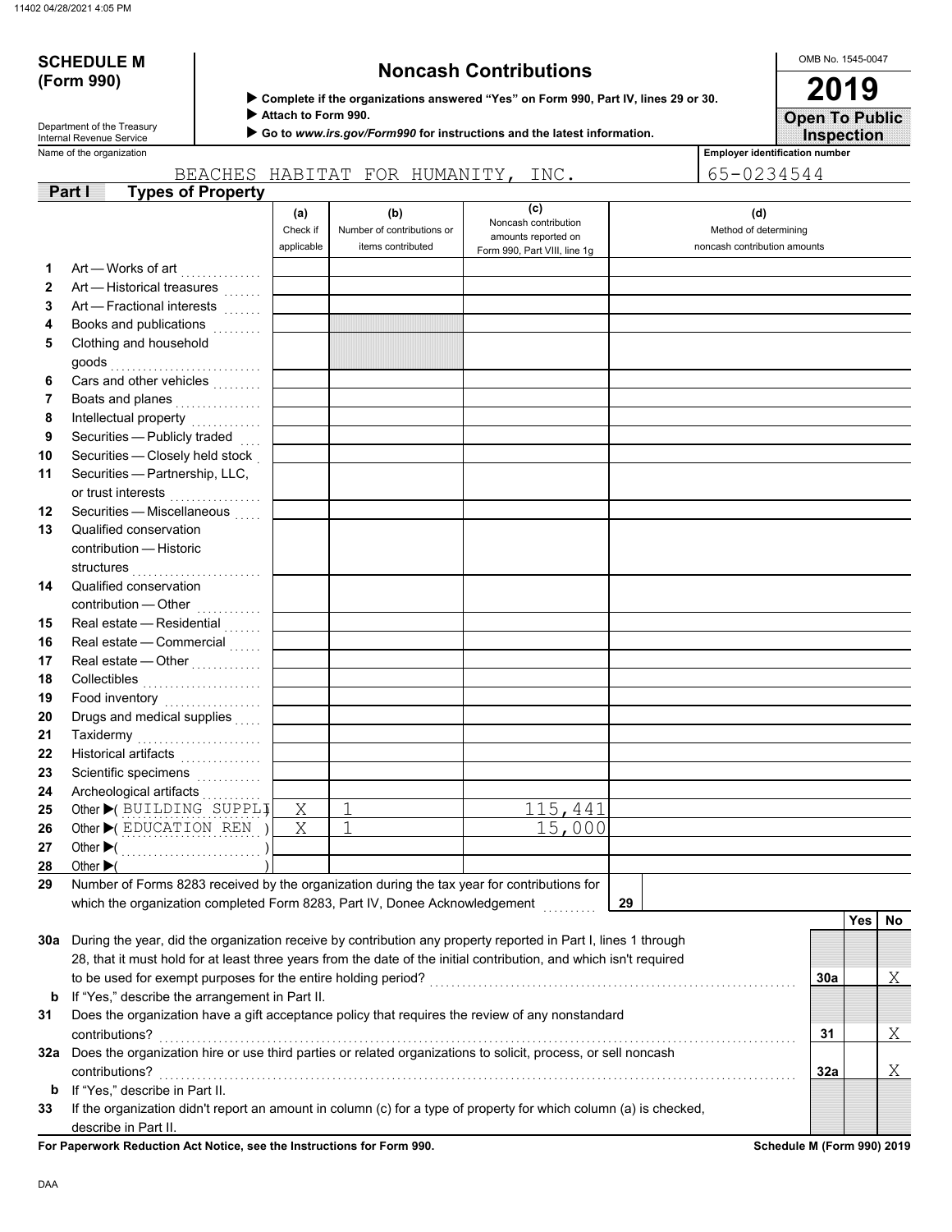11402 04/28/2021 4:05 PM

**SCHEDULE M (Form 990)**

Department of the Treasury
Internal Revenue Service

# Noncash Contributions

▶ **Complete if the organizations answered "Yes" on Form 990, Part IV, lines 29 or 30.**
▶ **Attach to Form 990.**
▶ **Go to *www.irs.gov/Form990* for instructions and the latest information.**

OMB No. 1545-0047

**2019**

**Open To Public Inspection**

Name of the organization: BEACHES HABITAT FOR HUMANITY, INC.

Employer identification number: 65-0234544

**Part I — Types of Property**

| | | (a) Check if applicable | (b) Number of contributions or items contributed | (c) Noncash contribution amounts reported on Form 990, Part VIII, line 1g | (d) Method of determining noncash contribution amounts |
|---|---|---|---|---|---|
| 1 | Art — Works of art | | | | |
| 2 | Art — Historical treasures | | | | |
| 3 | Art — Fractional interests | | | | |
| 4 | Books and publications | | | | |
| 5 | Clothing and household goods | | | | |
| 6 | Cars and other vehicles | | | | |
| 7 | Boats and planes | | | | |
| 8 | Intellectual property | | | | |
| 9 | Securities — Publicly traded | | | | |
| 10 | Securities — Closely held stock | | | | |
| 11 | Securities — Partnership, LLC, or trust interests | | | | |
| 12 | Securities — Miscellaneous | | | | |
| 13 | Qualified conservation contribution — Historic structures | | | | |
| 14 | Qualified conservation contribution — Other | | | | |
| 15 | Real estate — Residential | | | | |
| 16 | Real estate — Commercial | | | | |
| 17 | Real estate — Other | | | | |
| 18 | Collectibles | | | | |
| 19 | Food inventory | | | | |
| 20 | Drugs and medical supplies | | | | |
| 21 | Taxidermy | | | | |
| 22 | Historical artifacts | | | | |
| 23 | Scientific specimens | | | | |
| 24 | Archeological artifacts | | | | |
| 25 | Other ▶( BUILDING SUPPLI ) | X | 1 | 115,441 | |
| 26 | Other ▶( EDUCATION REN ) | X | 1 | 15,000 | |
| 27 | Other ▶( ) | | | | |
| 28 | Other ▶( ) | | | | |

29 Number of Forms 8283 received by the organization during the tax year for contributions for which the organization completed Form 8283, Part IV, Donee Acknowledgement ..... **29**

| | | | Yes | No |
|---|---|---|---|---|
| 30a | During the year, did the organization receive by contribution any property reported in Part I, lines 1 through 28, that it must hold for at least three years from the date of the initial contribution, and which isn't required to be used for exempt purposes for the entire holding period? | 30a | | X |
| b | If "Yes," describe the arrangement in Part II. | | | |
| 31 | Does the organization have a gift acceptance policy that requires the review of any nonstandard contributions? | 31 | | X |
| 32a | Does the organization hire or use third parties or related organizations to solicit, process, or sell noncash contributions? | 32a | | X |
| b | If "Yes," describe in Part II. | | | |
| 33 | If the organization didn't report an amount in column (c) for a type of property for which column (a) is checked, describe in Part II. | | | |

**For Paperwork Reduction Act Notice, see the Instructions for Form 990.** **Schedule M (Form 990) 2019**

DAA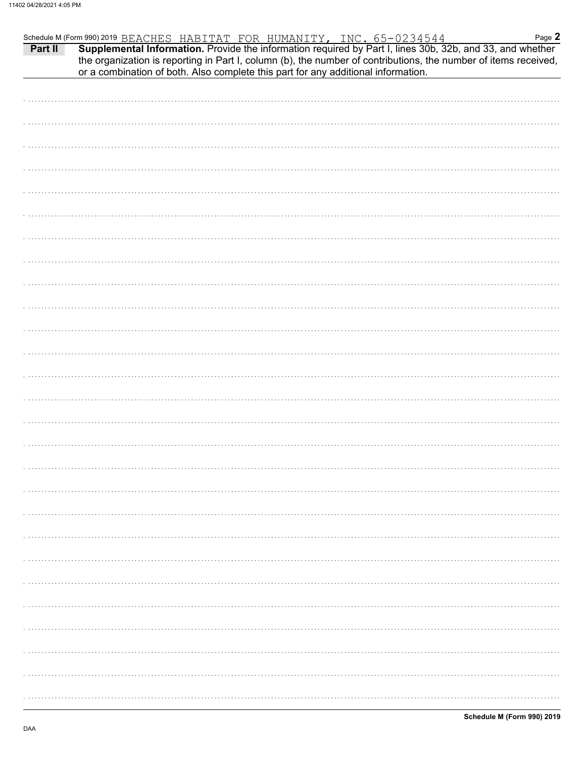Schedule M (Form 990) 2019 BEACHES HABITAT FOR HUMANITY, INC. 65-0234544

**Part II** **Supplemental Information.** Provide the information required by Part I, lines 30b, 32b, and 33, and whether the organization is reporting in Part I, column (b), the number of contributions, the number of items received, or a combination of both. Also complete this part for any additional information.

**Schedule M (Form 990) 2019**

DAA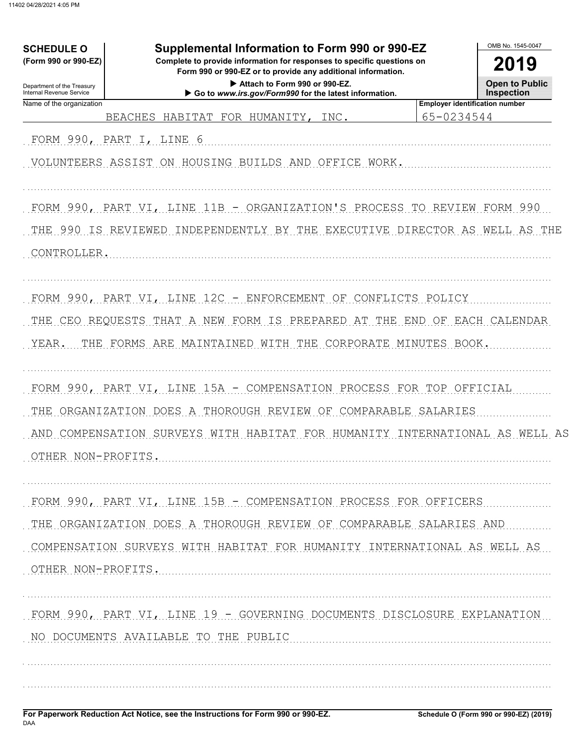**SCHEDULE O (Form 990 or 990-EZ)**

Department of the Treasury
Internal Revenue Service

# Supplemental Information to Form 990 or 990-EZ

**Complete to provide information for responses to specific questions on Form 990 or 990-EZ or to provide any additional information.**

▶ Attach to Form 990 or 990-EZ.

▶ Go to *www.irs.gov/Form990* for the latest information.

OMB No. 1545-0047

**2019**

**Open to Public Inspection**

| Name of the organization | Employer identification number |
|---|---|
| BEACHES HABITAT FOR HUMANITY, INC. | 65-0234544 |

FORM 990, PART I, LINE 6

VOLUNTEERS ASSIST ON HOUSING BUILDS AND OFFICE WORK.

FORM 990, PART VI, LINE 11B - ORGANIZATION'S PROCESS TO REVIEW FORM 990

THE 990 IS REVIEWED INDEPENDENTLY BY THE EXECUTIVE DIRECTOR AS WELL AS THE CONTROLLER.

FORM 990, PART VI, LINE 12C - ENFORCEMENT OF CONFLICTS POLICY

THE CEO REQUESTS THAT A NEW FORM IS PREPARED AT THE END OF EACH CALENDAR YEAR. THE FORMS ARE MAINTAINED WITH THE CORPORATE MINUTES BOOK.

FORM 990, PART VI, LINE 15A - COMPENSATION PROCESS FOR TOP OFFICIAL

THE ORGANIZATION DOES A THOROUGH REVIEW OF COMPARABLE SALARIES AND COMPENSATION SURVEYS WITH HABITAT FOR HUMANITY INTERNATIONAL AS WELL AS OTHER NON-PROFITS.

FORM 990, PART VI, LINE 15B - COMPENSATION PROCESS FOR OFFICERS

THE ORGANIZATION DOES A THOROUGH REVIEW OF COMPARABLE SALARIES AND COMPENSATION SURVEYS WITH HABITAT FOR HUMANITY INTERNATIONAL AS WELL AS OTHER NON-PROFITS.

FORM 990, PART VI, LINE 19 - GOVERNING DOCUMENTS DISCLOSURE EXPLANATION

NO DOCUMENTS AVAILABLE TO THE PUBLIC

**For Paperwork Reduction Act Notice, see the Instructions for Form 990 or 990-EZ.**

DAA

**Schedule O (Form 990 or 990-EZ) (2019)**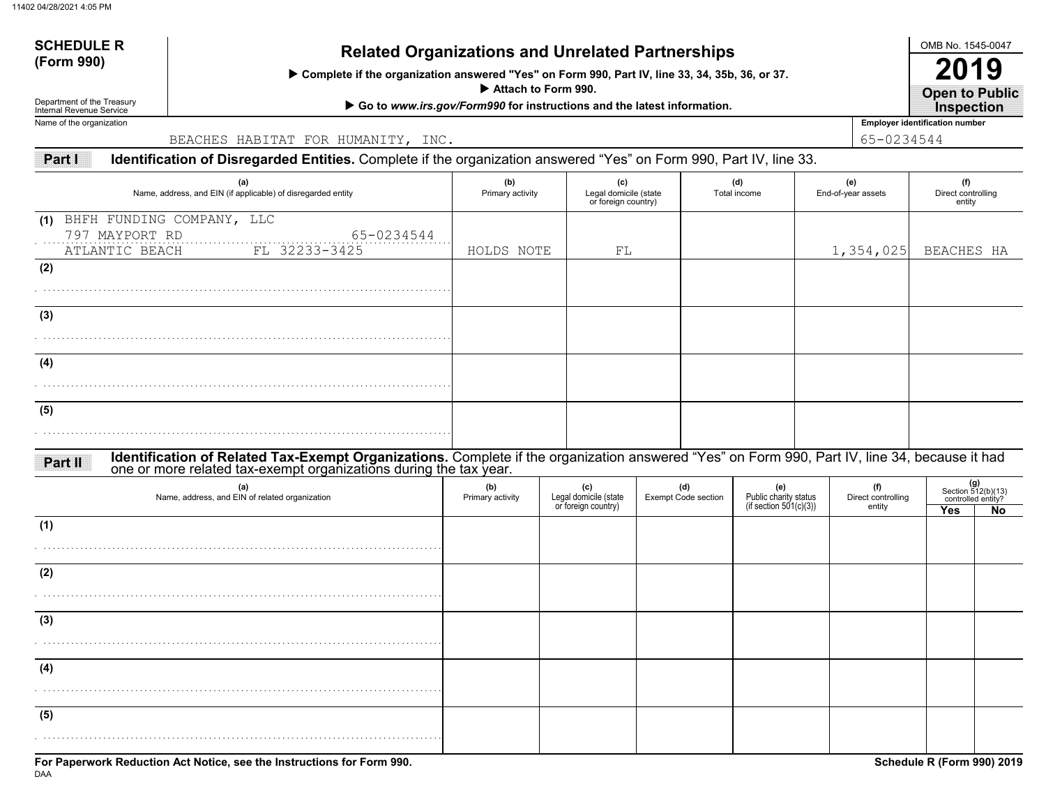# SCHEDULE R (Form 990)

Department of the Treasury
Internal Revenue Service

## Related Organizations and Unrelated Partnerships

▶ Complete if the organization answered "Yes" on Form 990, Part IV, line 33, 34, 35b, 36, or 37.

▶ Attach to Form 990.

▶ Go to *www.irs.gov/Form990* for instructions and the latest information.

OMB No. 1545-0047

**2019**

**Open to Public Inspection**

Name of the organization: BEACHES HABITAT FOR HUMANITY, INC.

Employer identification number: 65-0234544

### Part I Identification of Disregarded Entities. Complete if the organization answered "Yes" on Form 990, Part IV, line 33.

| | (a) Name, address, and EIN (if applicable) of disregarded entity | (b) Primary activity | (c) Legal domicile (state or foreign country) | (d) Total income | (e) End-of-year assets | (f) Direct controlling entity |
|---|---|---|---|---|---|---|
| (1) | BHFH FUNDING COMPANY, LLC<br>797 MAYPORT RD 65-0234544<br>ATLANTIC BEACH FL 32233-3425 | HOLDS NOTE | FL | | 1,354,025 | BEACHES HA |
| (2) | | | | | | |
| (3) | | | | | | |
| (4) | | | | | | |
| (5) | | | | | | |

### Part II Identification of Related Tax-Exempt Organizations. Complete if the organization answered "Yes" on Form 990, Part IV, line 34, because it had one or more related tax-exempt organizations during the tax year.

| | (a) Name, address, and EIN of related organization | (b) Primary activity | (c) Legal domicile (state or foreign country) | (d) Exempt Code section | (e) Public charity status (if section 501(c)(3)) | (f) Direct controlling entity | (g) Section 512(b)(13) controlled entity? Yes | No |
|---|---|---|---|---|---|---|---|---|
| (1) | | | | | | | | |
| (2) | | | | | | | | |
| (3) | | | | | | | | |
| (4) | | | | | | | | |
| (5) | | | | | | | | |

**For Paperwork Reduction Act Notice, see the Instructions for Form 990.**

DAA

**Schedule R (Form 990) 2019**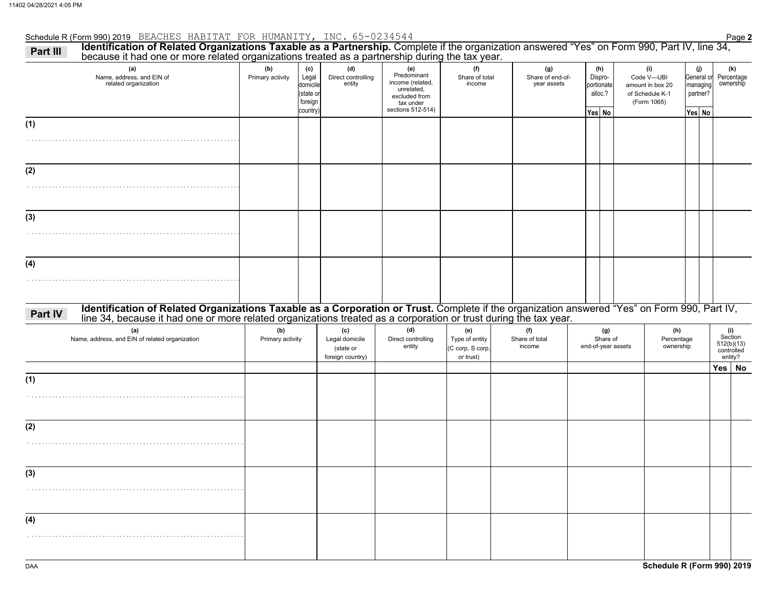Schedule R (Form 990) 2019 BEACHES HABITAT FOR HUMANITY, INC. 65-0234544

## Part III Identification of Related Organizations Taxable as a Partnership.

Complete if the organization answered "Yes" on Form 990, Part IV, line 34, because it had one or more related organizations treated as a partnership during the tax year.

| (a) Name, address, and EIN of related organization | (b) Primary activity | (c) Legal domicile (state or foreign country) | (d) Direct controlling entity | (e) Predominant income (related, unrelated, excluded from tax under sections 512-514) | (f) Share of total income | (g) Share of end-of-year assets | (h) Disproportionate alloc.? | | (i) Code V—UBI amount in box 20 of Schedule K-1 (Form 1065) | (j) General or managing partner? | | (k) Percentage ownership |
|---|---|---|---|---|---|---|---|---|---|---|---|---|
| | | | | | | | Yes | No | | Yes | No | |
| (1) | | | | | | | | | | | | |
| (2) | | | | | | | | | | | | |
| (3) | | | | | | | | | | | | |
| (4) | | | | | | | | | | | | |

## Part IV Identification of Related Organizations Taxable as a Corporation or Trust.

Complete if the organization answered "Yes" on Form 990, Part IV, line 34, because it had one or more related organizations treated as a corporation or trust during the tax year.

| (a) Name, address, and EIN of related organization | (b) Primary activity | (c) Legal domicile (state or foreign country) | (d) Direct controlling entity | (e) Type of entity (C corp, S corp, or trust) | (f) Share of total income | (g) Share of end-of-year assets | (h) Percentage ownership | (i) Section 512(b)(13) controlled entity? | |
|---|---|---|---|---|---|---|---|---|---|
| | | | | | | | | Yes | No |
| (1) | | | | | | | | | |
| (2) | | | | | | | | | |
| (3) | | | | | | | | | |
| (4) | | | | | | | | | |

Schedule R (Form 990) 2019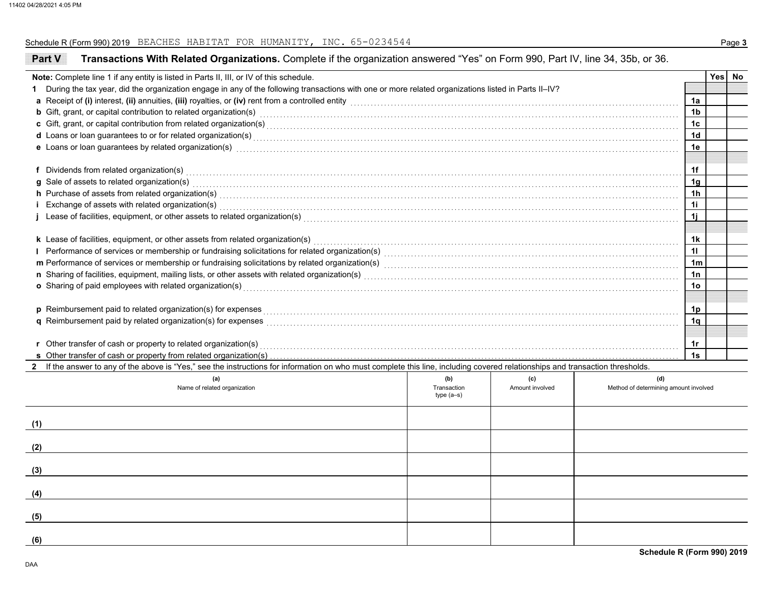Schedule R (Form 990) 2019 BEACHES HABITAT FOR HUMANITY, INC. 65-0234544

## Part V Transactions With Related Organizations. Complete if the organization answered "Yes" on Form 990, Part IV, line 34, 35b, or 36.

| **Note:** Complete line 1 if any entity is listed in Parts II, III, or IV of this schedule. | | Yes | No |
|---|---|---|---|
| **1** During the tax year, did the organization engage in any of the following transactions with one or more related organizations listed in Parts II–IV? | | | |
| **a** Receipt of **(i)** interest, **(ii)** annuities, **(iii)** royalties, or **(iv)** rent from a controlled entity | 1a | | |
| **b** Gift, grant, or capital contribution to related organization(s) | 1b | | |
| **c** Gift, grant, or capital contribution from related organization(s) | 1c | | |
| **d** Loans or loan guarantees to or for related organization(s) | 1d | | |
| **e** Loans or loan guarantees by related organization(s) | 1e | | |
| **f** Dividends from related organization(s) | 1f | | |
| **g** Sale of assets to related organization(s) | 1g | | |
| **h** Purchase of assets from related organization(s) | 1h | | |
| **i** Exchange of assets with related organization(s) | 1i | | |
| **j** Lease of facilities, equipment, or other assets to related organization(s) | 1j | | |
| **k** Lease of facilities, equipment, or other assets from related organization(s) | 1k | | |
| **l** Performance of services or membership or fundraising solicitations for related organization(s) | 1l | | |
| **m** Performance of services or membership or fundraising solicitations by related organization(s) | 1m | | |
| **n** Sharing of facilities, equipment, mailing lists, or other assets with related organization(s) | 1n | | |
| **o** Sharing of paid employees with related organization(s) | 1o | | |
| **p** Reimbursement paid to related organization(s) for expenses | 1p | | |
| **q** Reimbursement paid by related organization(s) for expenses | 1q | | |
| **r** Other transfer of cash or property to related organization(s) | 1r | | |
| **s** Other transfer of cash or property from related organization(s) | 1s | | |

**2** If the answer to any of the above is "Yes," see the instructions for information on who must complete this line, including covered relationships and transaction thresholds.

| | (a) Name of related organization | (b) Transaction type (a–s) | (c) Amount involved | (d) Method of determining amount involved |
|---|---|---|---|---|
| (1) | | | | |
| (2) | | | | |
| (3) | | | | |
| (4) | | | | |
| (5) | | | | |
| (6) | | | | |

**Schedule R (Form 990) 2019**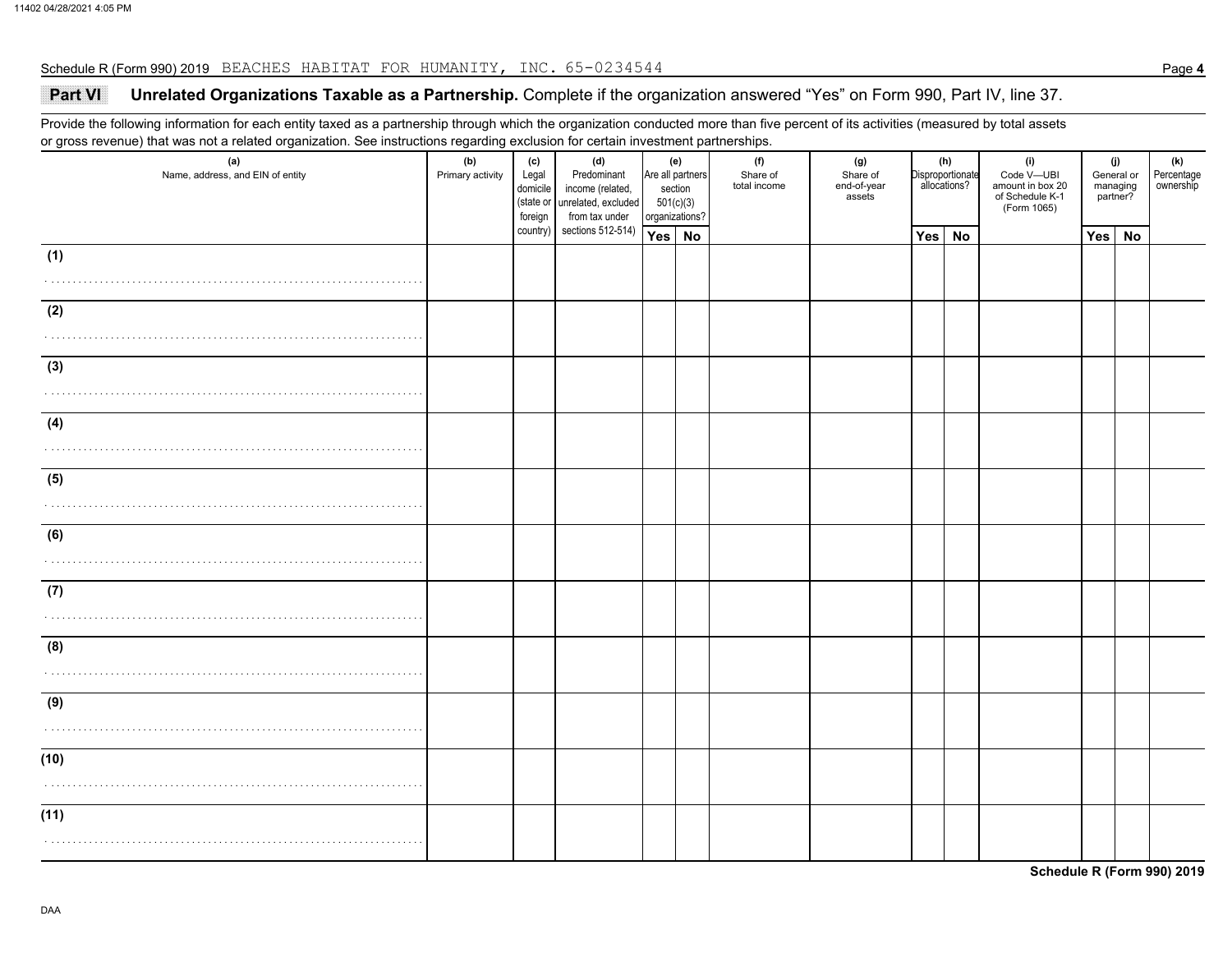Schedule R (Form 990) 2019 BEACHES HABITAT FOR HUMANITY, INC. 65-0234544

## Part VI Unrelated Organizations Taxable as a Partnership. Complete if the organization answered "Yes" on Form 990, Part IV, line 37.

Provide the following information for each entity taxed as a partnership through which the organization conducted more than five percent of its activities (measured by total assets or gross revenue) that was not a related organization. See instructions regarding exclusion for certain investment partnerships.

| (a) Name, address, and EIN of entity | (b) Primary activity | (c) Legal domicile (state or foreign country) | (d) Predominant income (related, unrelated, excluded from tax under sections 512-514) | (e) Are all partners section 501(c)(3) organizations? | | (f) Share of total income | (g) Share of end-of-year assets | (h) Disproportionate allocations? | | (i) Code V—UBI amount in box 20 of Schedule K-1 (Form 1065) | (j) General or managing partner? | | (k) Percentage ownership |
|---|---|---|---|---|---|---|---|---|---|---|---|---|---|
| | | | | Yes | No | | | Yes | No | | Yes | No | |
| (1) | | | | | | | | | | | | | |
| (2) | | | | | | | | | | | | | |
| (3) | | | | | | | | | | | | | |
| (4) | | | | | | | | | | | | | |
| (5) | | | | | | | | | | | | | |
| (6) | | | | | | | | | | | | | |
| (7) | | | | | | | | | | | | | |
| (8) | | | | | | | | | | | | | |
| (9) | | | | | | | | | | | | | |
| (10) | | | | | | | | | | | | | |
| (11) | | | | | | | | | | | | | |

Schedule R (Form 990) 2019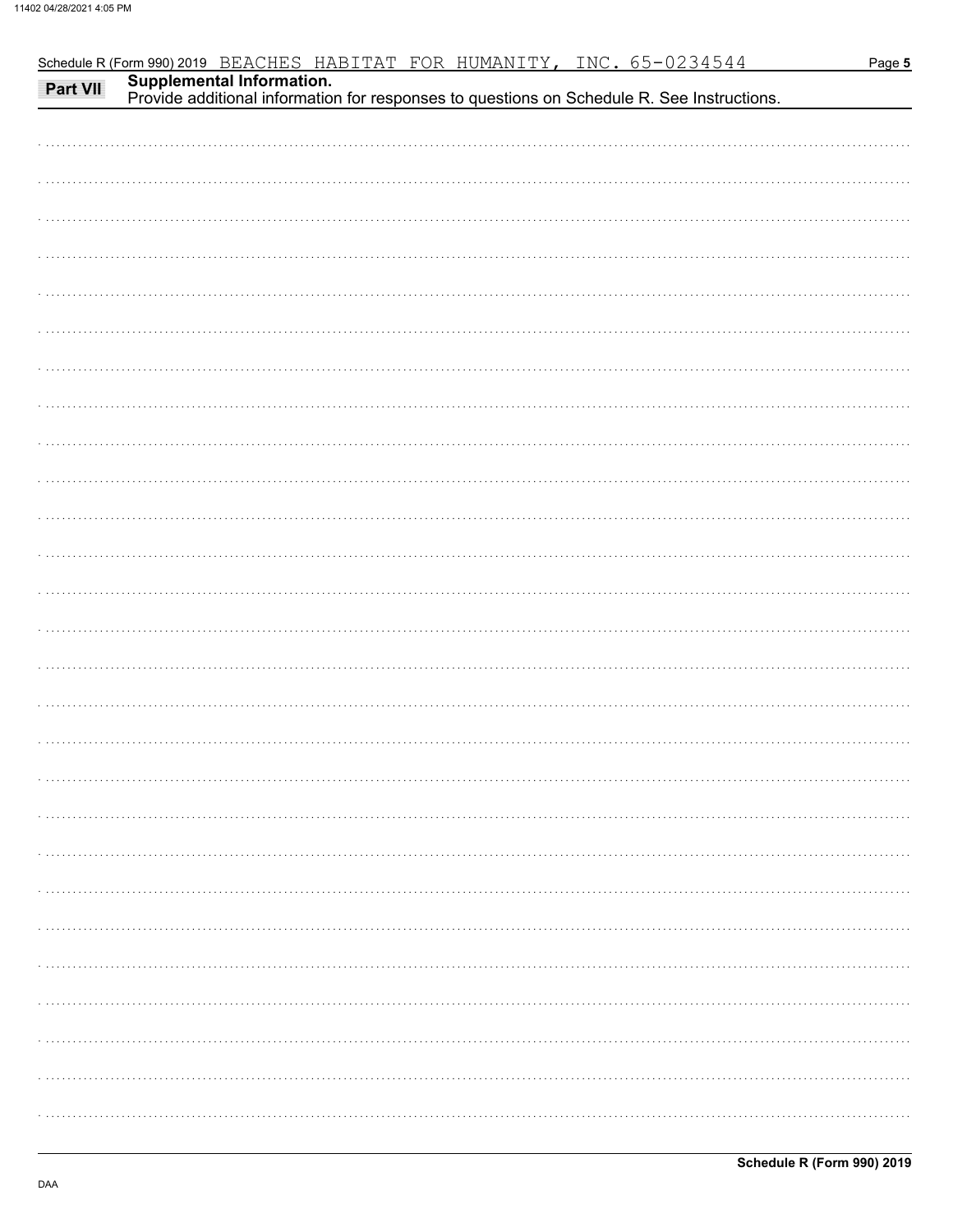Schedule R (Form 990) 2019 BEACHES HABITAT FOR HUMANITY, INC. 65-0234544

**Part VII** **Supplemental Information.**
Provide additional information for responses to questions on Schedule R. See Instructions.

**Schedule R (Form 990) 2019**

DAA